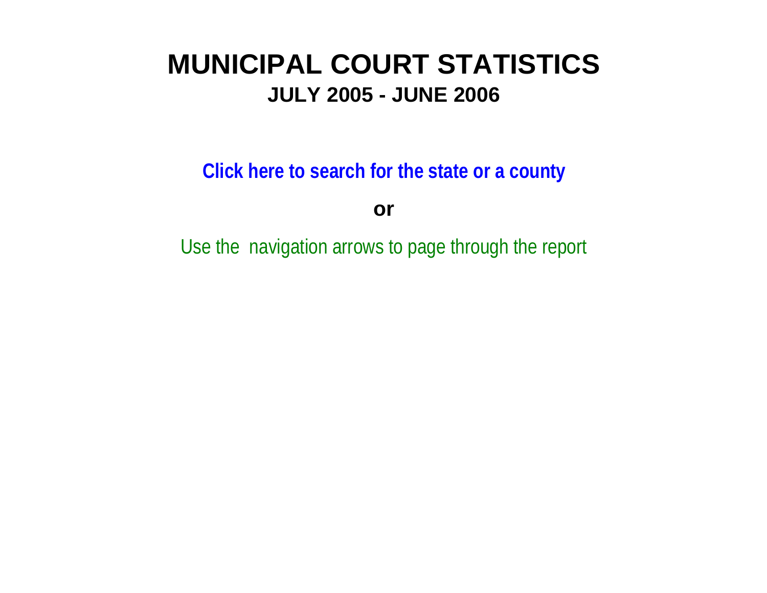# MUNICIPAL COURT STATISTICS

## JULY 2005 - JUNE 2006

**Click here to search for the state or a county**

**or**

Use the navigation arrows to page through the report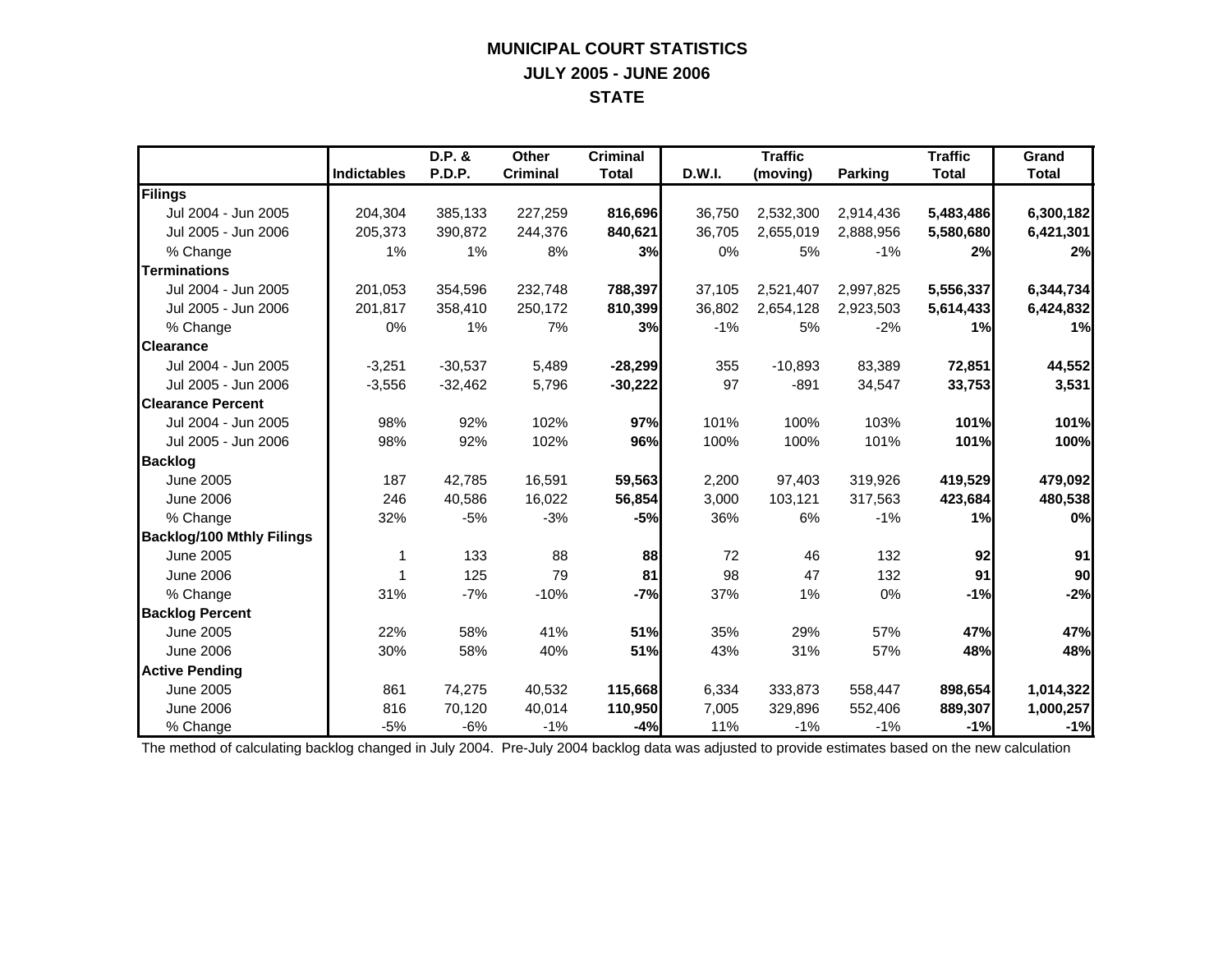# MUNICIPAL COURT STATISTICS
## JULY 2005 - JUNE 2006
## STATE

| | Indictables | D.P. & P.D.P. | Other Criminal | Criminal Total | D.W.I. | Traffic (moving) | Parking | Traffic Total | Grand Total |
|---|---|---|---|---|---|---|---|---|---|
| **Filings** | | | | | | | | | |
| Jul 2004 - Jun 2005 | 204,304 | 385,133 | 227,259 | **816,696** | 36,750 | 2,532,300 | 2,914,436 | **5,483,486** | **6,300,182** |
| Jul 2005 - Jun 2006 | 205,373 | 390,872 | 244,376 | **840,621** | 36,705 | 2,655,019 | 2,888,956 | **5,580,680** | **6,421,301** |
| % Change | 1% | 1% | 8% | **3%** | 0% | 5% | -1% | **2%** | **2%** |
| **Terminations** | | | | | | | | | |
| Jul 2004 - Jun 2005 | 201,053 | 354,596 | 232,748 | **788,397** | 37,105 | 2,521,407 | 2,997,825 | **5,556,337** | **6,344,734** |
| Jul 2005 - Jun 2006 | 201,817 | 358,410 | 250,172 | **810,399** | 36,802 | 2,654,128 | 2,923,503 | **5,614,433** | **6,424,832** |
| % Change | 0% | 1% | 7% | **3%** | -1% | 5% | -2% | **1%** | **1%** |
| **Clearance** | | | | | | | | | |
| Jul 2004 - Jun 2005 | -3,251 | -30,537 | 5,489 | **-28,299** | 355 | -10,893 | 83,389 | **72,851** | **44,552** |
| Jul 2005 - Jun 2006 | -3,556 | -32,462 | 5,796 | **-30,222** | 97 | -891 | 34,547 | **33,753** | **3,531** |
| **Clearance Percent** | | | | | | | | | |
| Jul 2004 - Jun 2005 | 98% | 92% | 102% | **97%** | 101% | 100% | 103% | **101%** | **101%** |
| Jul 2005 - Jun 2006 | 98% | 92% | 102% | **96%** | 100% | 100% | 101% | **101%** | **100%** |
| **Backlog** | | | | | | | | | |
| June 2005 | 187 | 42,785 | 16,591 | **59,563** | 2,200 | 97,403 | 319,926 | **419,529** | **479,092** |
| June 2006 | 246 | 40,586 | 16,022 | **56,854** | 3,000 | 103,121 | 317,563 | **423,684** | **480,538** |
| % Change | 32% | -5% | -3% | **-5%** | 36% | 6% | -1% | **1%** | **0%** |
| **Backlog/100 Mthly Filings** | | | | | | | | | |
| June 2005 | 1 | 133 | 88 | **88** | 72 | 46 | 132 | **92** | **91** |
| June 2006 | 1 | 125 | 79 | **81** | 98 | 47 | 132 | **91** | **90** |
| % Change | 31% | -7% | -10% | **-7%** | 37% | 1% | 0% | **-1%** | **-2%** |
| **Backlog Percent** | | | | | | | | | |
| June 2005 | 22% | 58% | 41% | **51%** | 35% | 29% | 57% | **47%** | **47%** |
| June 2006 | 30% | 58% | 40% | **51%** | 43% | 31% | 57% | **48%** | **48%** |
| **Active Pending** | | | | | | | | | |
| June 2005 | 861 | 74,275 | 40,532 | **115,668** | 6,334 | 333,873 | 558,447 | **898,654** | **1,014,322** |
| June 2006 | 816 | 70,120 | 40,014 | **110,950** | 7,005 | 329,896 | 552,406 | **889,307** | **1,000,257** |
| % Change | -5% | -6% | -1% | **-4%** | 11% | -1% | -1% | **-1%** | **-1%** |

The method of calculating backlog changed in July 2004. Pre-July 2004 backlog data was adjusted to provide estimates based on the new calculation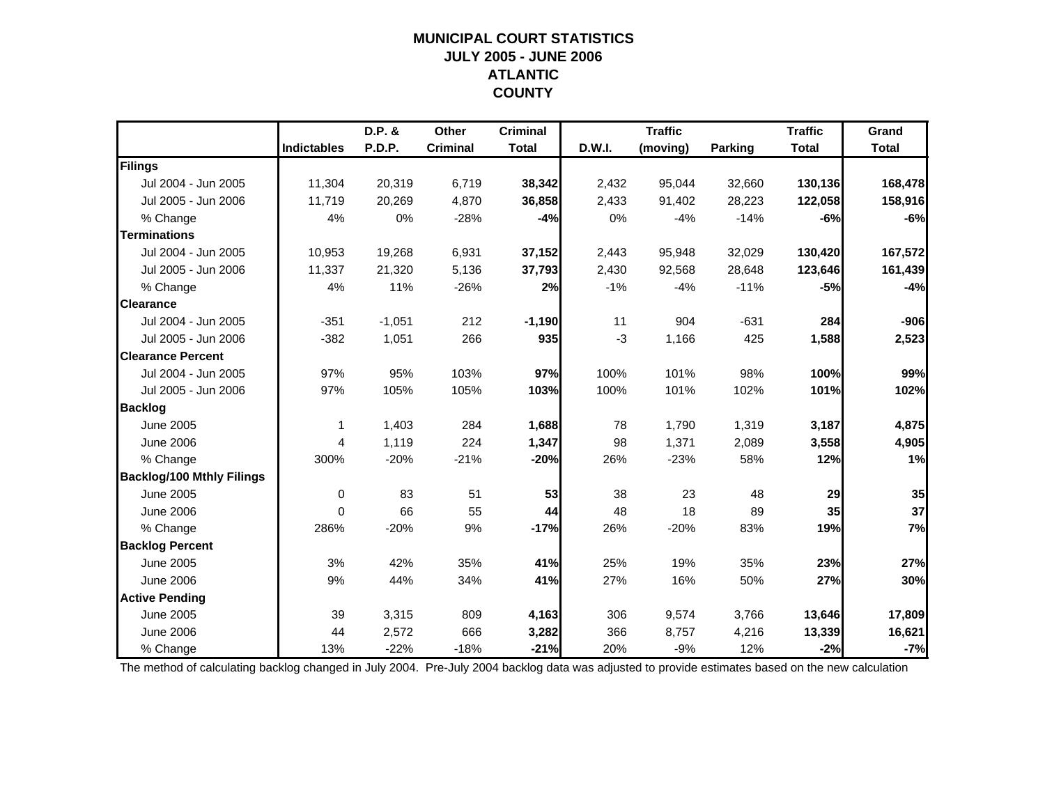# MUNICIPAL COURT STATISTICS
## JULY 2005 - JUNE 2006
## ATLANTIC COUNTY

| | Indictables | D.P. & P.D.P. | Other Criminal | Criminal Total | D.W.I. | Traffic (moving) | Parking | Traffic Total | Grand Total |
|---|---|---|---|---|---|---|---|---|---|
| **Filings** | | | | | | | | | |
| Jul 2004 - Jun 2005 | 11,304 | 20,319 | 6,719 | **38,342** | 2,432 | 95,044 | 32,660 | **130,136** | **168,478** |
| Jul 2005 - Jun 2006 | 11,719 | 20,269 | 4,870 | **36,858** | 2,433 | 91,402 | 28,223 | **122,058** | **158,916** |
| % Change | 4% | 0% | -28% | **-4%** | 0% | -4% | -14% | **-6%** | **-6%** |
| **Terminations** | | | | | | | | | |
| Jul 2004 - Jun 2005 | 10,953 | 19,268 | 6,931 | **37,152** | 2,443 | 95,948 | 32,029 | **130,420** | **167,572** |
| Jul 2005 - Jun 2006 | 11,337 | 21,320 | 5,136 | **37,793** | 2,430 | 92,568 | 28,648 | **123,646** | **161,439** |
| % Change | 4% | 11% | -26% | **2%** | -1% | -4% | -11% | **-5%** | **-4%** |
| **Clearance** | | | | | | | | | |
| Jul 2004 - Jun 2005 | -351 | -1,051 | 212 | **-1,190** | 11 | 904 | -631 | **284** | **-906** |
| Jul 2005 - Jun 2006 | -382 | 1,051 | 266 | **935** | -3 | 1,166 | 425 | **1,588** | **2,523** |
| **Clearance Percent** | | | | | | | | | |
| Jul 2004 - Jun 2005 | 97% | 95% | 103% | **97%** | 100% | 101% | 98% | **100%** | **99%** |
| Jul 2005 - Jun 2006 | 97% | 105% | 105% | **103%** | 100% | 101% | 102% | **101%** | **102%** |
| **Backlog** | | | | | | | | | |
| June 2005 | 1 | 1,403 | 284 | **1,688** | 78 | 1,790 | 1,319 | **3,187** | **4,875** |
| June 2006 | 4 | 1,119 | 224 | **1,347** | 98 | 1,371 | 2,089 | **3,558** | **4,905** |
| % Change | 300% | -20% | -21% | **-20%** | 26% | -23% | 58% | **12%** | **1%** |
| **Backlog/100 Mthly Filings** | | | | | | | | | |
| June 2005 | 0 | 83 | 51 | **53** | 38 | 23 | 48 | **29** | **35** |
| June 2006 | 0 | 66 | 55 | **44** | 48 | 18 | 89 | **35** | **37** |
| % Change | 286% | -20% | 9% | **-17%** | 26% | -20% | 83% | **19%** | **7%** |
| **Backlog Percent** | | | | | | | | | |
| June 2005 | 3% | 42% | 35% | **41%** | 25% | 19% | 35% | **23%** | **27%** |
| June 2006 | 9% | 44% | 34% | **41%** | 27% | 16% | 50% | **27%** | **30%** |
| **Active Pending** | | | | | | | | | |
| June 2005 | 39 | 3,315 | 809 | **4,163** | 306 | 9,574 | 3,766 | **13,646** | **17,809** |
| June 2006 | 44 | 2,572 | 666 | **3,282** | 366 | 8,757 | 4,216 | **13,339** | **16,621** |
| % Change | 13% | -22% | -18% | **-21%** | 20% | -9% | 12% | **-2%** | **-7%** |

The method of calculating backlog changed in July 2004. Pre-July 2004 backlog data was adjusted to provide estimates based on the new calculation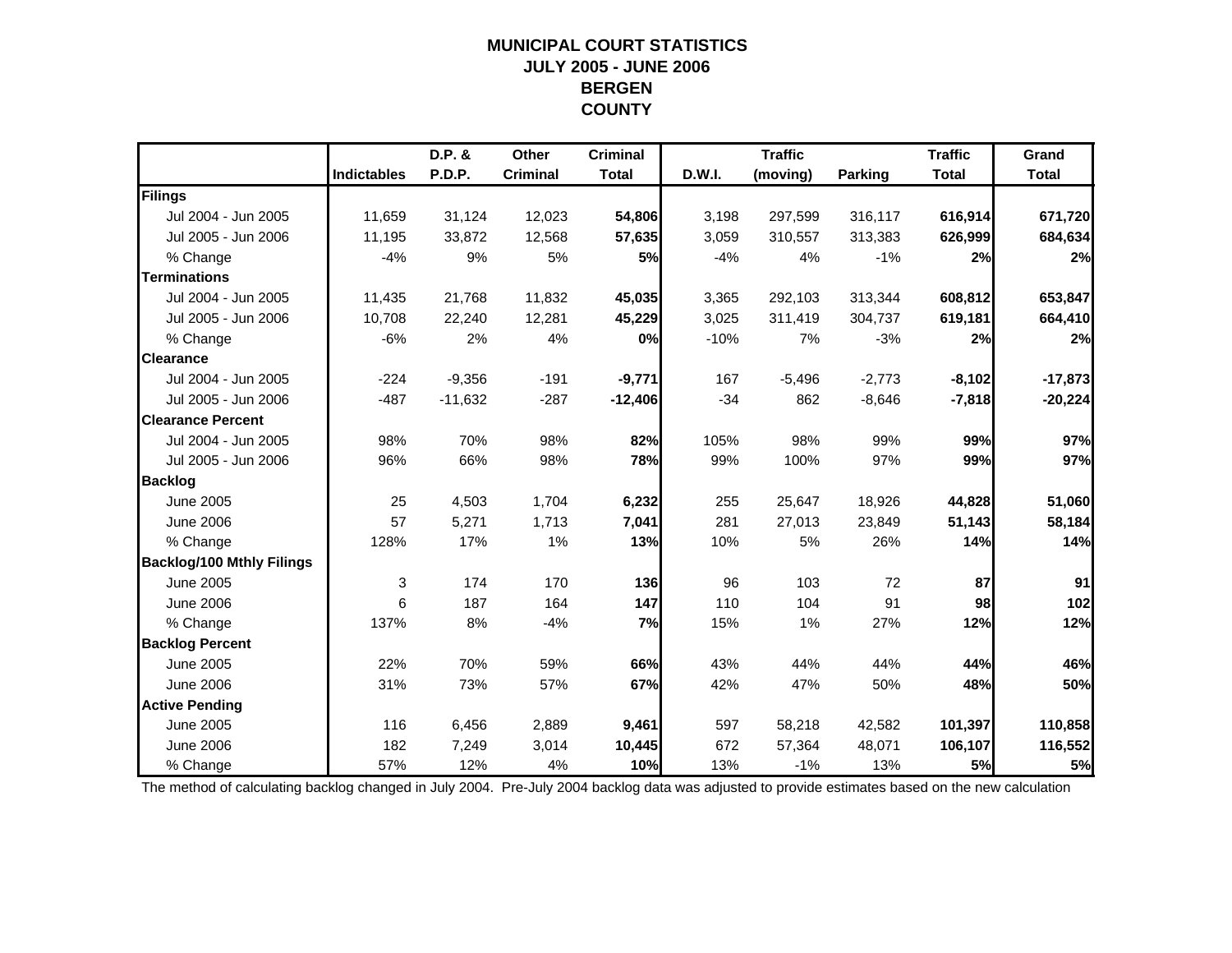# MUNICIPAL COURT STATISTICS
## JULY 2005 - JUNE 2006
## BERGEN COUNTY

| | Indictables | D.P. & P.D.P. | Other Criminal | Criminal Total | D.W.I. | Traffic (moving) | Parking | Traffic Total | Grand Total |
|---|---|---|---|---|---|---|---|---|---|
| **Filings** | | | | | | | | | |
| Jul 2004 - Jun 2005 | 11,659 | 31,124 | 12,023 | **54,806** | 3,198 | 297,599 | 316,117 | **616,914** | **671,720** |
| Jul 2005 - Jun 2006 | 11,195 | 33,872 | 12,568 | **57,635** | 3,059 | 310,557 | 313,383 | **626,999** | **684,634** |
| % Change | -4% | 9% | 5% | **5%** | -4% | 4% | -1% | **2%** | **2%** |
| **Terminations** | | | | | | | | | |
| Jul 2004 - Jun 2005 | 11,435 | 21,768 | 11,832 | **45,035** | 3,365 | 292,103 | 313,344 | **608,812** | **653,847** |
| Jul 2005 - Jun 2006 | 10,708 | 22,240 | 12,281 | **45,229** | 3,025 | 311,419 | 304,737 | **619,181** | **664,410** |
| % Change | -6% | 2% | 4% | **0%** | -10% | 7% | -3% | **2%** | **2%** |
| **Clearance** | | | | | | | | | |
| Jul 2004 - Jun 2005 | -224 | -9,356 | -191 | **-9,771** | 167 | -5,496 | -2,773 | **-8,102** | **-17,873** |
| Jul 2005 - Jun 2006 | -487 | -11,632 | -287 | **-12,406** | -34 | 862 | -8,646 | **-7,818** | **-20,224** |
| **Clearance Percent** | | | | | | | | | |
| Jul 2004 - Jun 2005 | 98% | 70% | 98% | **82%** | 105% | 98% | 99% | **99%** | **97%** |
| Jul 2005 - Jun 2006 | 96% | 66% | 98% | **78%** | 99% | 100% | 97% | **99%** | **97%** |
| **Backlog** | | | | | | | | | |
| June 2005 | 25 | 4,503 | 1,704 | **6,232** | 255 | 25,647 | 18,926 | **44,828** | **51,060** |
| June 2006 | 57 | 5,271 | 1,713 | **7,041** | 281 | 27,013 | 23,849 | **51,143** | **58,184** |
| % Change | 128% | 17% | 1% | **13%** | 10% | 5% | 26% | **14%** | **14%** |
| **Backlog/100 Mthly Filings** | | | | | | | | | |
| June 2005 | 3 | 174 | 170 | **136** | 96 | 103 | 72 | **87** | **91** |
| June 2006 | 6 | 187 | 164 | **147** | 110 | 104 | 91 | **98** | **102** |
| % Change | 137% | 8% | -4% | **7%** | 15% | 1% | 27% | **12%** | **12%** |
| **Backlog Percent** | | | | | | | | | |
| June 2005 | 22% | 70% | 59% | **66%** | 43% | 44% | 44% | **44%** | **46%** |
| June 2006 | 31% | 73% | 57% | **67%** | 42% | 47% | 50% | **48%** | **50%** |
| **Active Pending** | | | | | | | | | |
| June 2005 | 116 | 6,456 | 2,889 | **9,461** | 597 | 58,218 | 42,582 | **101,397** | **110,858** |
| June 2006 | 182 | 7,249 | 3,014 | **10,445** | 672 | 57,364 | 48,071 | **106,107** | **116,552** |
| % Change | 57% | 12% | 4% | **10%** | 13% | -1% | 13% | **5%** | **5%** |

The method of calculating backlog changed in July 2004. Pre-July 2004 backlog data was adjusted to provide estimates based on the new calculation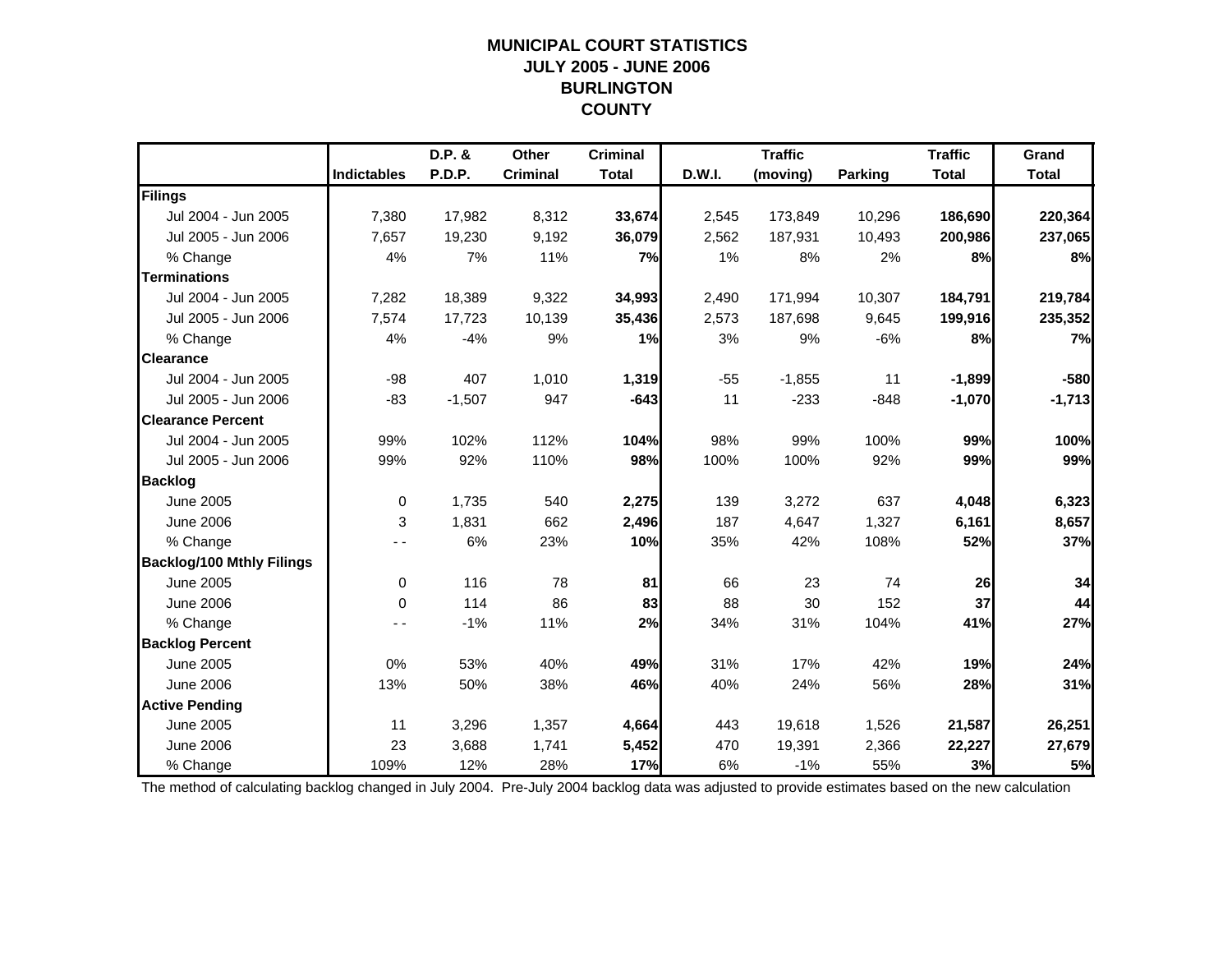# MUNICIPAL COURT STATISTICS
## JULY 2005 - JUNE 2006
## BURLINGTON
## COUNTY

| | Indictables | D.P. & P.D.P. | Other Criminal | Criminal Total | D.W.I. | Traffic (moving) | Parking | Traffic Total | Grand Total |
|---|---|---|---|---|---|---|---|---|---|
| **Filings** | | | | | | | | | |
| Jul 2004 - Jun 2005 | 7,380 | 17,982 | 8,312 | **33,674** | 2,545 | 173,849 | 10,296 | **186,690** | **220,364** |
| Jul 2005 - Jun 2006 | 7,657 | 19,230 | 9,192 | **36,079** | 2,562 | 187,931 | 10,493 | **200,986** | **237,065** |
| % Change | 4% | 7% | 11% | **7%** | 1% | 8% | 2% | **8%** | **8%** |
| **Terminations** | | | | | | | | | |
| Jul 2004 - Jun 2005 | 7,282 | 18,389 | 9,322 | **34,993** | 2,490 | 171,994 | 10,307 | **184,791** | **219,784** |
| Jul 2005 - Jun 2006 | 7,574 | 17,723 | 10,139 | **35,436** | 2,573 | 187,698 | 9,645 | **199,916** | **235,352** |
| % Change | 4% | -4% | 9% | **1%** | 3% | 9% | -6% | **8%** | **7%** |
| **Clearance** | | | | | | | | | |
| Jul 2004 - Jun 2005 | -98 | 407 | 1,010 | **1,319** | -55 | -1,855 | 11 | **-1,899** | **-580** |
| Jul 2005 - Jun 2006 | -83 | -1,507 | 947 | **-643** | 11 | -233 | -848 | **-1,070** | **-1,713** |
| **Clearance Percent** | | | | | | | | | |
| Jul 2004 - Jun 2005 | 99% | 102% | 112% | **104%** | 98% | 99% | 100% | **99%** | **100%** |
| Jul 2005 - Jun 2006 | 99% | 92% | 110% | **98%** | 100% | 100% | 92% | **99%** | **99%** |
| **Backlog** | | | | | | | | | |
| June 2005 | 0 | 1,735 | 540 | **2,275** | 139 | 3,272 | 637 | **4,048** | **6,323** |
| June 2006 | 3 | 1,831 | 662 | **2,496** | 187 | 4,647 | 1,327 | **6,161** | **8,657** |
| % Change | - - | 6% | 23% | **10%** | 35% | 42% | 108% | **52%** | **37%** |
| **Backlog/100 Mthly Filings** | | | | | | | | | |
| June 2005 | 0 | 116 | 78 | **81** | 66 | 23 | 74 | **26** | **34** |
| June 2006 | 0 | 114 | 86 | **83** | 88 | 30 | 152 | **37** | **44** |
| % Change | - - | -1% | 11% | **2%** | 34% | 31% | 104% | **41%** | **27%** |
| **Backlog Percent** | | | | | | | | | |
| June 2005 | 0% | 53% | 40% | **49%** | 31% | 17% | 42% | **19%** | **24%** |
| June 2006 | 13% | 50% | 38% | **46%** | 40% | 24% | 56% | **28%** | **31%** |
| **Active Pending** | | | | | | | | | |
| June 2005 | 11 | 3,296 | 1,357 | **4,664** | 443 | 19,618 | 1,526 | **21,587** | **26,251** |
| June 2006 | 23 | 3,688 | 1,741 | **5,452** | 470 | 19,391 | 2,366 | **22,227** | **27,679** |
| % Change | 109% | 12% | 28% | **17%** | 6% | -1% | 55% | **3%** | **5%** |

The method of calculating backlog changed in July 2004. Pre-July 2004 backlog data was adjusted to provide estimates based on the new calculation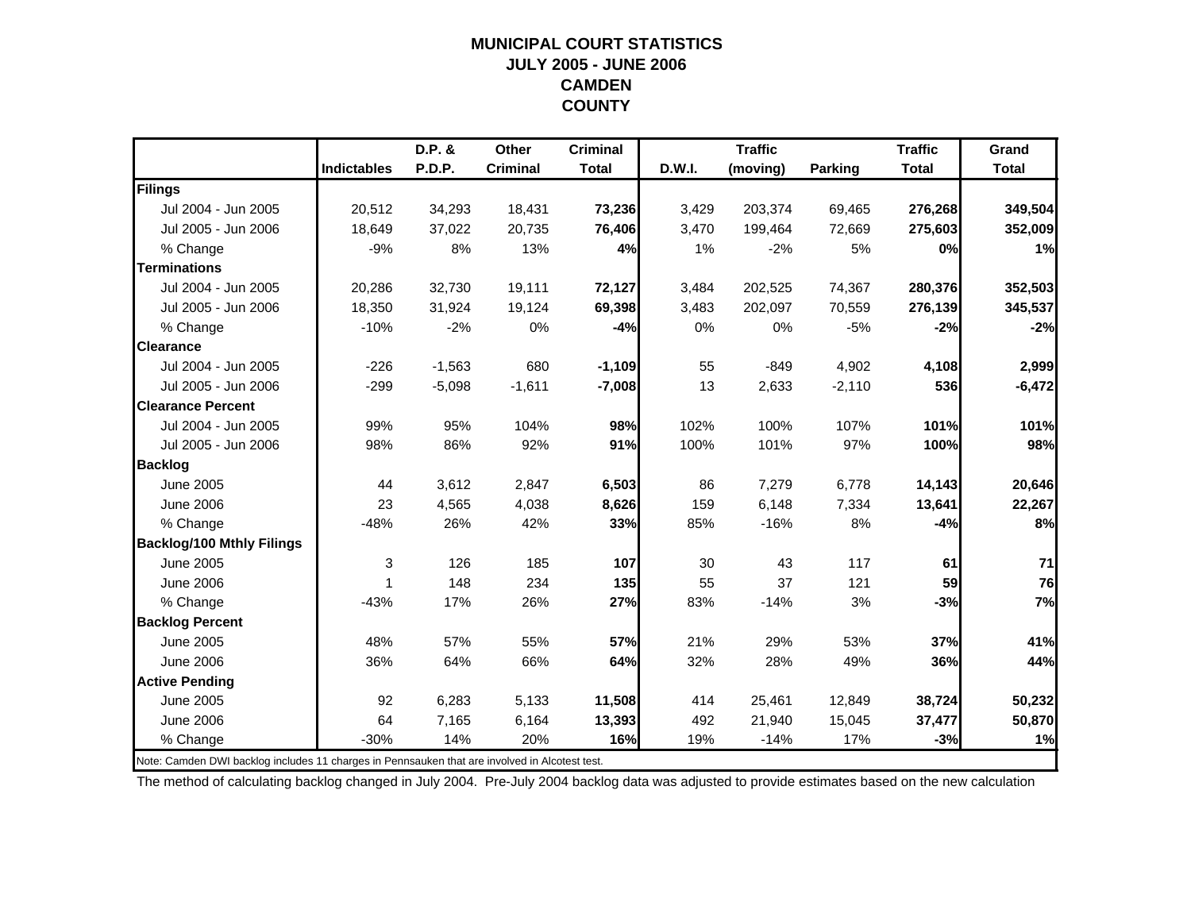# MUNICIPAL COURT STATISTICS
# JULY 2005 - JUNE 2006
# CAMDEN COUNTY

| | Indictables | D.P. & P.D.P. | Other Criminal | Criminal Total | D.W.I. | Traffic (moving) | Parking | Traffic Total | Grand Total |
|---|---|---|---|---|---|---|---|---|---|
| **Filings** | | | | | | | | | |
| Jul 2004 - Jun 2005 | 20,512 | 34,293 | 18,431 | **73,236** | 3,429 | 203,374 | 69,465 | **276,268** | **349,504** |
| Jul 2005 - Jun 2006 | 18,649 | 37,022 | 20,735 | **76,406** | 3,470 | 199,464 | 72,669 | **275,603** | **352,009** |
| % Change | -9% | 8% | 13% | **4%** | 1% | -2% | 5% | **0%** | **1%** |
| **Terminations** | | | | | | | | | |
| Jul 2004 - Jun 2005 | 20,286 | 32,730 | 19,111 | **72,127** | 3,484 | 202,525 | 74,367 | **280,376** | **352,503** |
| Jul 2005 - Jun 2006 | 18,350 | 31,924 | 19,124 | **69,398** | 3,483 | 202,097 | 70,559 | **276,139** | **345,537** |
| % Change | -10% | -2% | 0% | **-4%** | 0% | 0% | -5% | **-2%** | **-2%** |
| **Clearance** | | | | | | | | | |
| Jul 2004 - Jun 2005 | -226 | -1,563 | 680 | **-1,109** | 55 | -849 | 4,902 | **4,108** | **2,999** |
| Jul 2005 - Jun 2006 | -299 | -5,098 | -1,611 | **-7,008** | 13 | 2,633 | -2,110 | **536** | **-6,472** |
| **Clearance Percent** | | | | | | | | | |
| Jul 2004 - Jun 2005 | 99% | 95% | 104% | **98%** | 102% | 100% | 107% | **101%** | **101%** |
| Jul 2005 - Jun 2006 | 98% | 86% | 92% | **91%** | 100% | 101% | 97% | **100%** | **98%** |
| **Backlog** | | | | | | | | | |
| June 2005 | 44 | 3,612 | 2,847 | **6,503** | 86 | 7,279 | 6,778 | **14,143** | **20,646** |
| June 2006 | 23 | 4,565 | 4,038 | **8,626** | 159 | 6,148 | 7,334 | **13,641** | **22,267** |
| % Change | -48% | 26% | 42% | **33%** | 85% | -16% | 8% | **-4%** | **8%** |
| **Backlog/100 Mthly Filings** | | | | | | | | | |
| June 2005 | 3 | 126 | 185 | **107** | 30 | 43 | 117 | **61** | **71** |
| June 2006 | 1 | 148 | 234 | **135** | 55 | 37 | 121 | **59** | **76** |
| % Change | -43% | 17% | 26% | **27%** | 83% | -14% | 3% | **-3%** | **7%** |
| **Backlog Percent** | | | | | | | | | |
| June 2005 | 48% | 57% | 55% | **57%** | 21% | 29% | 53% | **37%** | **41%** |
| June 2006 | 36% | 64% | 66% | **64%** | 32% | 28% | 49% | **36%** | **44%** |
| **Active Pending** | | | | | | | | | |
| June 2005 | 92 | 6,283 | 5,133 | **11,508** | 414 | 25,461 | 12,849 | **38,724** | **50,232** |
| June 2006 | 64 | 7,165 | 6,164 | **13,393** | 492 | 21,940 | 15,045 | **37,477** | **50,870** |
| % Change | -30% | 14% | 20% | **16%** | 19% | -14% | 17% | **-3%** | **1%** |

Note: Camden DWI backlog includes 11 charges in Pennsauken that are involved in Alcotest test.

The method of calculating backlog changed in July 2004. Pre-July 2004 backlog data was adjusted to provide estimates based on the new calculation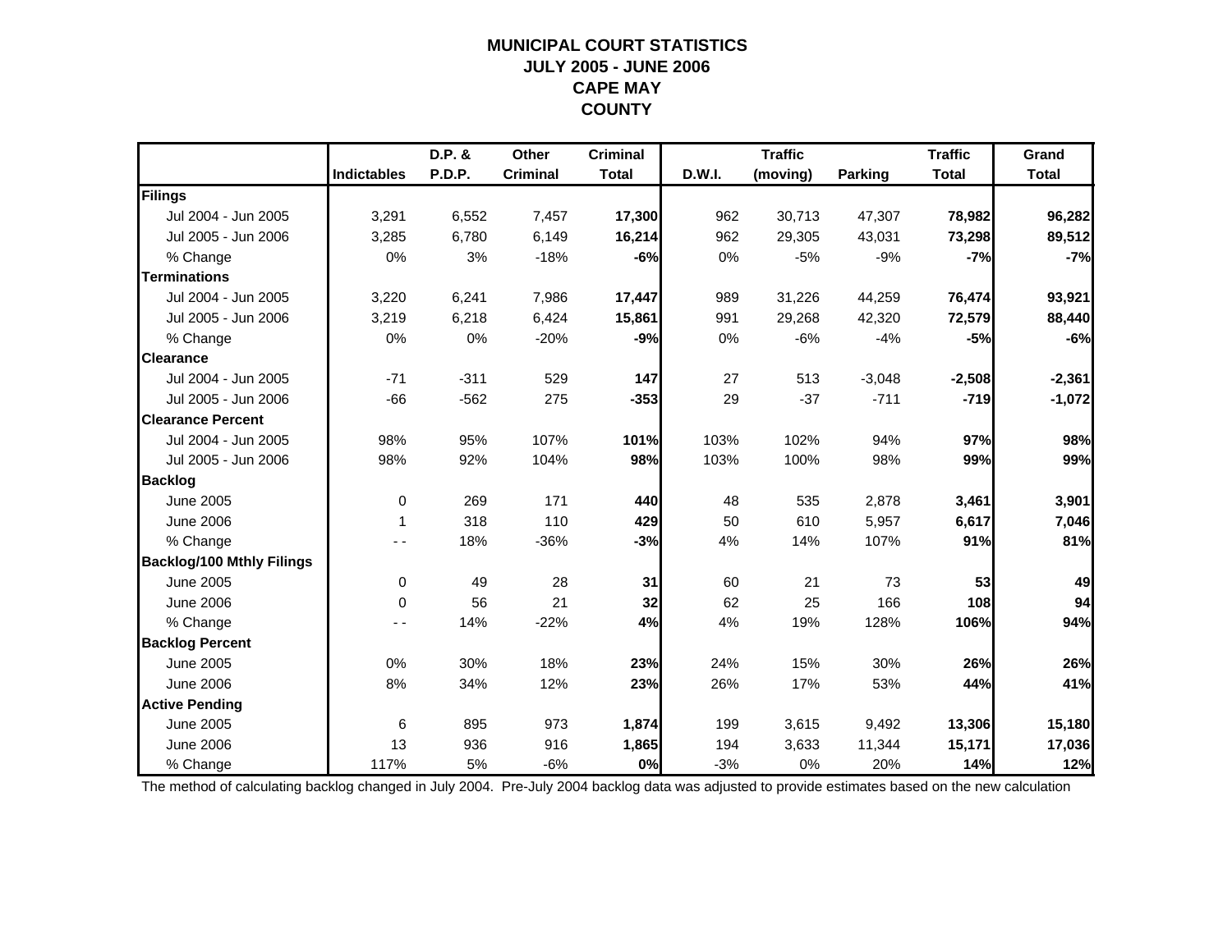# MUNICIPAL COURT STATISTICS
## JULY 2005 - JUNE 2006
## CAPE MAY COUNTY

| | Indictables | D.P. & P.D.P. | Other Criminal | Criminal Total | D.W.I. | Traffic (moving) | Parking | Traffic Total | Grand Total |
|---|---|---|---|---|---|---|---|---|---|
| **Filings** | | | | | | | | | |
| Jul 2004 - Jun 2005 | 3,291 | 6,552 | 7,457 | **17,300** | 962 | 30,713 | 47,307 | **78,982** | **96,282** |
| Jul 2005 - Jun 2006 | 3,285 | 6,780 | 6,149 | **16,214** | 962 | 29,305 | 43,031 | **73,298** | **89,512** |
| % Change | 0% | 3% | -18% | **-6%** | 0% | -5% | -9% | **-7%** | **-7%** |
| **Terminations** | | | | | | | | | |
| Jul 2004 - Jun 2005 | 3,220 | 6,241 | 7,986 | **17,447** | 989 | 31,226 | 44,259 | **76,474** | **93,921** |
| Jul 2005 - Jun 2006 | 3,219 | 6,218 | 6,424 | **15,861** | 991 | 29,268 | 42,320 | **72,579** | **88,440** |
| % Change | 0% | 0% | -20% | **-9%** | 0% | -6% | -4% | **-5%** | **-6%** |
| **Clearance** | | | | | | | | | |
| Jul 2004 - Jun 2005 | -71 | -311 | 529 | **147** | 27 | 513 | -3,048 | **-2,508** | **-2,361** |
| Jul 2005 - Jun 2006 | -66 | -562 | 275 | **-353** | 29 | -37 | -711 | **-719** | **-1,072** |
| **Clearance Percent** | | | | | | | | | |
| Jul 2004 - Jun 2005 | 98% | 95% | 107% | **101%** | 103% | 102% | 94% | **97%** | **98%** |
| Jul 2005 - Jun 2006 | 98% | 92% | 104% | **98%** | 103% | 100% | 98% | **99%** | **99%** |
| **Backlog** | | | | | | | | | |
| June 2005 | 0 | 269 | 171 | **440** | 48 | 535 | 2,878 | **3,461** | **3,901** |
| June 2006 | 1 | 318 | 110 | **429** | 50 | 610 | 5,957 | **6,617** | **7,046** |
| % Change | - - | 18% | -36% | **-3%** | 4% | 14% | 107% | **91%** | **81%** |
| **Backlog/100 Mthly Filings** | | | | | | | | | |
| June 2005 | 0 | 49 | 28 | **31** | 60 | 21 | 73 | **53** | **49** |
| June 2006 | 0 | 56 | 21 | **32** | 62 | 25 | 166 | **108** | **94** |
| % Change | - - | 14% | -22% | **4%** | 4% | 19% | 128% | **106%** | **94%** |
| **Backlog Percent** | | | | | | | | | |
| June 2005 | 0% | 30% | 18% | **23%** | 24% | 15% | 30% | **26%** | **26%** |
| June 2006 | 8% | 34% | 12% | **23%** | 26% | 17% | 53% | **44%** | **41%** |
| **Active Pending** | | | | | | | | | |
| June 2005 | 6 | 895 | 973 | **1,874** | 199 | 3,615 | 9,492 | **13,306** | **15,180** |
| June 2006 | 13 | 936 | 916 | **1,865** | 194 | 3,633 | 11,344 | **15,171** | **17,036** |
| % Change | 117% | 5% | -6% | **0%** | -3% | 0% | 20% | **14%** | **12%** |

The method of calculating backlog changed in July 2004. Pre-July 2004 backlog data was adjusted to provide estimates based on the new calculation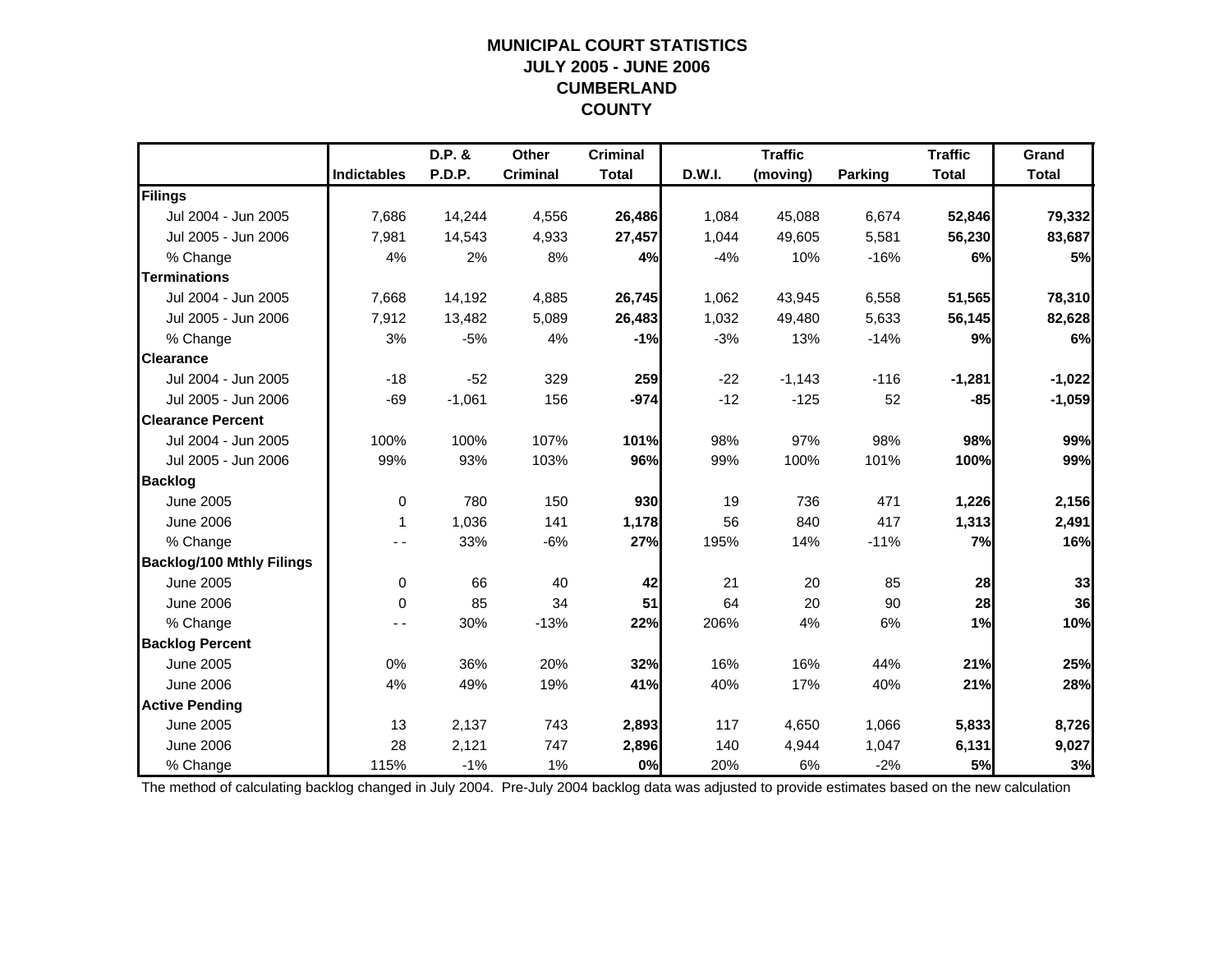# MUNICIPAL COURT STATISTICS
## JULY 2005 - JUNE 2006
## CUMBERLAND COUNTY

| | Indictables | D.P. & P.D.P. | Other Criminal | Criminal Total | D.W.I. | Traffic (moving) | Parking | Traffic Total | Grand Total |
|---|---|---|---|---|---|---|---|---|---|
| **Filings** | | | | | | | | | |
| Jul 2004 - Jun 2005 | 7,686 | 14,244 | 4,556 | **26,486** | 1,084 | 45,088 | 6,674 | **52,846** | **79,332** |
| Jul 2005 - Jun 2006 | 7,981 | 14,543 | 4,933 | **27,457** | 1,044 | 49,605 | 5,581 | **56,230** | **83,687** |
| % Change | 4% | 2% | 8% | **4%** | -4% | 10% | -16% | **6%** | **5%** |
| **Terminations** | | | | | | | | | |
| Jul 2004 - Jun 2005 | 7,668 | 14,192 | 4,885 | **26,745** | 1,062 | 43,945 | 6,558 | **51,565** | **78,310** |
| Jul 2005 - Jun 2006 | 7,912 | 13,482 | 5,089 | **26,483** | 1,032 | 49,480 | 5,633 | **56,145** | **82,628** |
| % Change | 3% | -5% | 4% | **-1%** | -3% | 13% | -14% | **9%** | **6%** |
| **Clearance** | | | | | | | | | |
| Jul 2004 - Jun 2005 | -18 | -52 | 329 | **259** | -22 | -1,143 | -116 | **-1,281** | **-1,022** |
| Jul 2005 - Jun 2006 | -69 | -1,061 | 156 | **-974** | -12 | -125 | 52 | **-85** | **-1,059** |
| **Clearance Percent** | | | | | | | | | |
| Jul 2004 - Jun 2005 | 100% | 100% | 107% | **101%** | 98% | 97% | 98% | **98%** | **99%** |
| Jul 2005 - Jun 2006 | 99% | 93% | 103% | **96%** | 99% | 100% | 101% | **100%** | **99%** |
| **Backlog** | | | | | | | | | |
| June 2005 | 0 | 780 | 150 | **930** | 19 | 736 | 471 | **1,226** | **2,156** |
| June 2006 | 1 | 1,036 | 141 | **1,178** | 56 | 840 | 417 | **1,313** | **2,491** |
| % Change | - - | 33% | -6% | **27%** | 195% | 14% | -11% | **7%** | **16%** |
| **Backlog/100 Mthly Filings** | | | | | | | | | |
| June 2005 | 0 | 66 | 40 | **42** | 21 | 20 | 85 | **28** | **33** |
| June 2006 | 0 | 85 | 34 | **51** | 64 | 20 | 90 | **28** | **36** |
| % Change | - - | 30% | -13% | **22%** | 206% | 4% | 6% | **1%** | **10%** |
| **Backlog Percent** | | | | | | | | | |
| June 2005 | 0% | 36% | 20% | **32%** | 16% | 16% | 44% | **21%** | **25%** |
| June 2006 | 4% | 49% | 19% | **41%** | 40% | 17% | 40% | **21%** | **28%** |
| **Active Pending** | | | | | | | | | |
| June 2005 | 13 | 2,137 | 743 | **2,893** | 117 | 4,650 | 1,066 | **5,833** | **8,726** |
| June 2006 | 28 | 2,121 | 747 | **2,896** | 140 | 4,944 | 1,047 | **6,131** | **9,027** |
| % Change | 115% | -1% | 1% | **0%** | 20% | 6% | -2% | **5%** | **3%** |

The method of calculating backlog changed in July 2004. Pre-July 2004 backlog data was adjusted to provide estimates based on the new calculation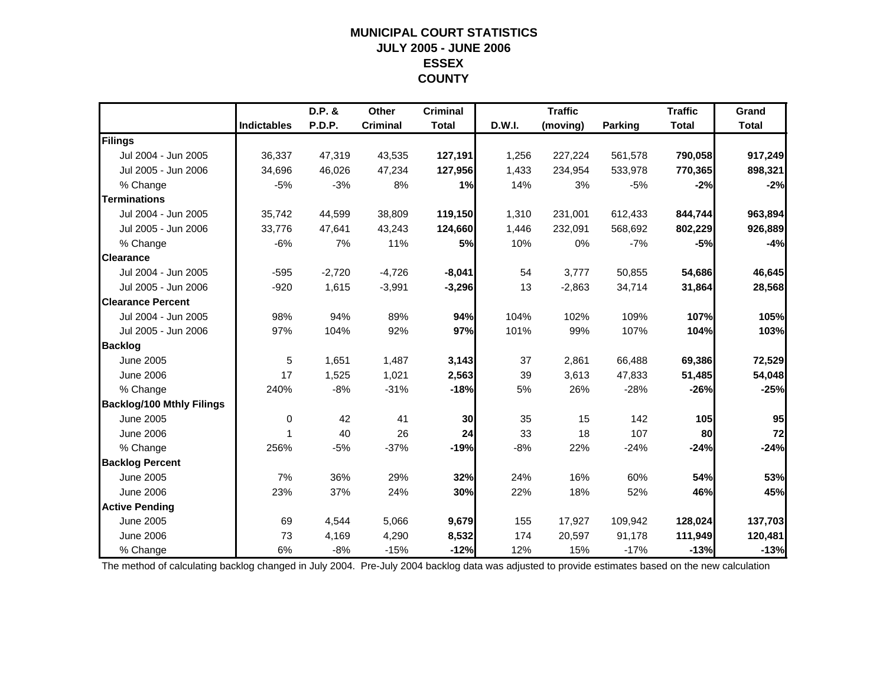# MUNICIPAL COURT STATISTICS
## JULY 2005 - JUNE 2006
## ESSEX
## COUNTY

| | Indictables | D.P. & P.D.P. | Other Criminal | Criminal Total | D.W.I. | Traffic (moving) | Parking | Traffic Total | Grand Total |
|---|---|---|---|---|---|---|---|---|---|
| **Filings** | | | | | | | | | |
| Jul 2004 - Jun 2005 | 36,337 | 47,319 | 43,535 | **127,191** | 1,256 | 227,224 | 561,578 | **790,058** | **917,249** |
| Jul 2005 - Jun 2006 | 34,696 | 46,026 | 47,234 | **127,956** | 1,433 | 234,954 | 533,978 | **770,365** | **898,321** |
| % Change | -5% | -3% | 8% | **1%** | 14% | 3% | -5% | **-2%** | **-2%** |
| **Terminations** | | | | | | | | | |
| Jul 2004 - Jun 2005 | 35,742 | 44,599 | 38,809 | **119,150** | 1,310 | 231,001 | 612,433 | **844,744** | **963,894** |
| Jul 2005 - Jun 2006 | 33,776 | 47,641 | 43,243 | **124,660** | 1,446 | 232,091 | 568,692 | **802,229** | **926,889** |
| % Change | -6% | 7% | 11% | **5%** | 10% | 0% | -7% | **-5%** | **-4%** |
| **Clearance** | | | | | | | | | |
| Jul 2004 - Jun 2005 | -595 | -2,720 | -4,726 | **-8,041** | 54 | 3,777 | 50,855 | **54,686** | **46,645** |
| Jul 2005 - Jun 2006 | -920 | 1,615 | -3,991 | **-3,296** | 13 | -2,863 | 34,714 | **31,864** | **28,568** |
| **Clearance Percent** | | | | | | | | | |
| Jul 2004 - Jun 2005 | 98% | 94% | 89% | **94%** | 104% | 102% | 109% | **107%** | **105%** |
| Jul 2005 - Jun 2006 | 97% | 104% | 92% | **97%** | 101% | 99% | 107% | **104%** | **103%** |
| **Backlog** | | | | | | | | | |
| June 2005 | 5 | 1,651 | 1,487 | **3,143** | 37 | 2,861 | 66,488 | **69,386** | **72,529** |
| June 2006 | 17 | 1,525 | 1,021 | **2,563** | 39 | 3,613 | 47,833 | **51,485** | **54,048** |
| % Change | 240% | -8% | -31% | **-18%** | 5% | 26% | -28% | **-26%** | **-25%** |
| **Backlog/100 Mthly Filings** | | | | | | | | | |
| June 2005 | 0 | 42 | 41 | **30** | 35 | 15 | 142 | **105** | **95** |
| June 2006 | 1 | 40 | 26 | **24** | 33 | 18 | 107 | **80** | **72** |
| % Change | 256% | -5% | -37% | **-19%** | -8% | 22% | -24% | **-24%** | **-24%** |
| **Backlog Percent** | | | | | | | | | |
| June 2005 | 7% | 36% | 29% | **32%** | 24% | 16% | 60% | **54%** | **53%** |
| June 2006 | 23% | 37% | 24% | **30%** | 22% | 18% | 52% | **46%** | **45%** |
| **Active Pending** | | | | | | | | | |
| June 2005 | 69 | 4,544 | 5,066 | **9,679** | 155 | 17,927 | 109,942 | **128,024** | **137,703** |
| June 2006 | 73 | 4,169 | 4,290 | **8,532** | 174 | 20,597 | 91,178 | **111,949** | **120,481** |
| % Change | 6% | -8% | -15% | **-12%** | 12% | 15% | -17% | **-13%** | **-13%** |

The method of calculating backlog changed in July 2004. Pre-July 2004 backlog data was adjusted to provide estimates based on the new calculation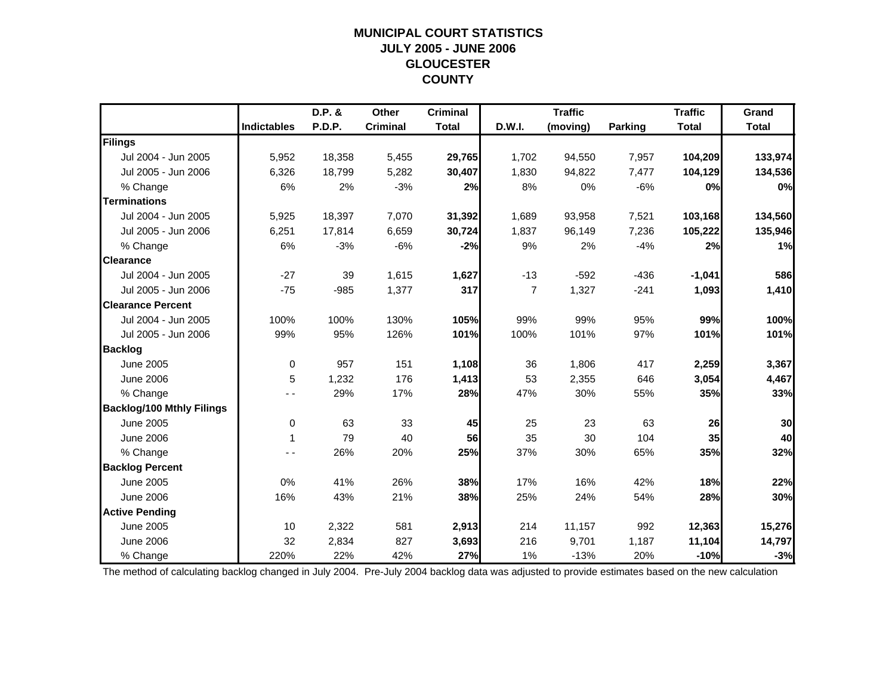# MUNICIPAL COURT STATISTICS
# JULY 2005 - JUNE 2006
# GLOUCESTER
# COUNTY

| | Indictables | D.P. & P.D.P. | Other Criminal | Criminal Total | D.W.I. | Traffic (moving) | Parking | Traffic Total | Grand Total |
|---|---|---|---|---|---|---|---|---|---|
| **Filings** | | | | | | | | | |
| Jul 2004 - Jun 2005 | 5,952 | 18,358 | 5,455 | **29,765** | 1,702 | 94,550 | 7,957 | **104,209** | **133,974** |
| Jul 2005 - Jun 2006 | 6,326 | 18,799 | 5,282 | **30,407** | 1,830 | 94,822 | 7,477 | **104,129** | **134,536** |
| % Change | 6% | 2% | -3% | **2%** | 8% | 0% | -6% | **0%** | **0%** |
| **Terminations** | | | | | | | | | |
| Jul 2004 - Jun 2005 | 5,925 | 18,397 | 7,070 | **31,392** | 1,689 | 93,958 | 7,521 | **103,168** | **134,560** |
| Jul 2005 - Jun 2006 | 6,251 | 17,814 | 6,659 | **30,724** | 1,837 | 96,149 | 7,236 | **105,222** | **135,946** |
| % Change | 6% | -3% | -6% | **-2%** | 9% | 2% | -4% | **2%** | **1%** |
| **Clearance** | | | | | | | | | |
| Jul 2004 - Jun 2005 | -27 | 39 | 1,615 | **1,627** | -13 | -592 | -436 | **-1,041** | **586** |
| Jul 2005 - Jun 2006 | -75 | -985 | 1,377 | **317** | 7 | 1,327 | -241 | **1,093** | **1,410** |
| **Clearance Percent** | | | | | | | | | |
| Jul 2004 - Jun 2005 | 100% | 100% | 130% | **105%** | 99% | 99% | 95% | **99%** | **100%** |
| Jul 2005 - Jun 2006 | 99% | 95% | 126% | **101%** | 100% | 101% | 97% | **101%** | **101%** |
| **Backlog** | | | | | | | | | |
| June 2005 | 0 | 957 | 151 | **1,108** | 36 | 1,806 | 417 | **2,259** | **3,367** |
| June 2006 | 5 | 1,232 | 176 | **1,413** | 53 | 2,355 | 646 | **3,054** | **4,467** |
| % Change | - - | 29% | 17% | **28%** | 47% | 30% | 55% | **35%** | **33%** |
| **Backlog/100 Mthly Filings** | | | | | | | | | |
| June 2005 | 0 | 63 | 33 | **45** | 25 | 23 | 63 | **26** | **30** |
| June 2006 | 1 | 79 | 40 | **56** | 35 | 30 | 104 | **35** | **40** |
| % Change | - - | 26% | 20% | **25%** | 37% | 30% | 65% | **35%** | **32%** |
| **Backlog Percent** | | | | | | | | | |
| June 2005 | 0% | 41% | 26% | **38%** | 17% | 16% | 42% | **18%** | **22%** |
| June 2006 | 16% | 43% | 21% | **38%** | 25% | 24% | 54% | **28%** | **30%** |
| **Active Pending** | | | | | | | | | |
| June 2005 | 10 | 2,322 | 581 | **2,913** | 214 | 11,157 | 992 | **12,363** | **15,276** |
| June 2006 | 32 | 2,834 | 827 | **3,693** | 216 | 9,701 | 1,187 | **11,104** | **14,797** |
| % Change | 220% | 22% | 42% | **27%** | 1% | -13% | 20% | **-10%** | **-3%** |

The method of calculating backlog changed in July 2004. Pre-July 2004 backlog data was adjusted to provide estimates based on the new calculation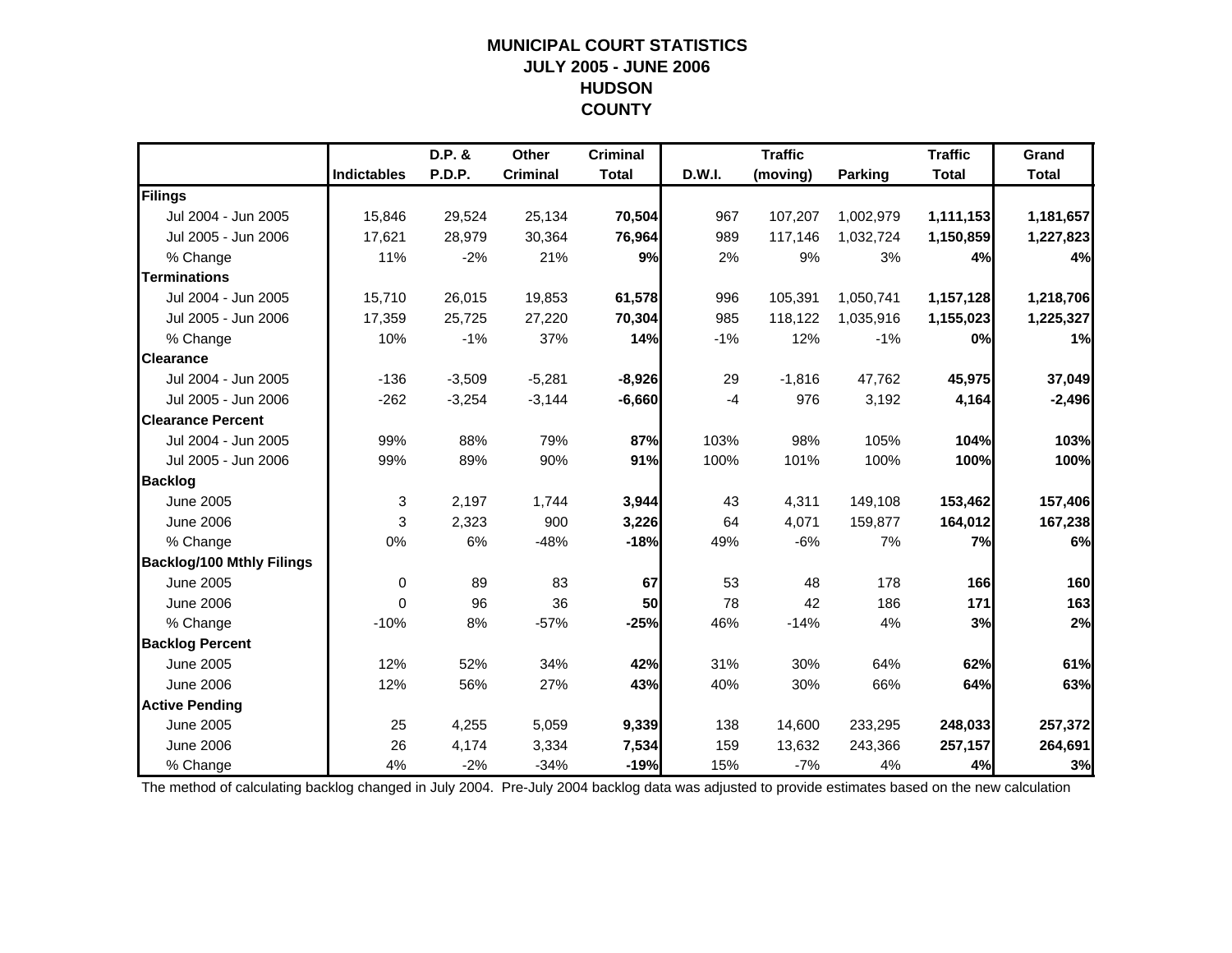# MUNICIPAL COURT STATISTICS
# JULY 2005 - JUNE 2006
# HUDSON
# COUNTY

| | Indictables | D.P. & P.D.P. | Other Criminal | Criminal Total | D.W.I. | Traffic (moving) | Parking | Traffic Total | Grand Total |
|---|---|---|---|---|---|---|---|---|---|
| **Filings** | | | | | | | | | |
| Jul 2004 - Jun 2005 | 15,846 | 29,524 | 25,134 | **70,504** | 967 | 107,207 | 1,002,979 | **1,111,153** | **1,181,657** |
| Jul 2005 - Jun 2006 | 17,621 | 28,979 | 30,364 | **76,964** | 989 | 117,146 | 1,032,724 | **1,150,859** | **1,227,823** |
| % Change | 11% | -2% | 21% | **9%** | 2% | 9% | 3% | **4%** | **4%** |
| **Terminations** | | | | | | | | | |
| Jul 2004 - Jun 2005 | 15,710 | 26,015 | 19,853 | **61,578** | 996 | 105,391 | 1,050,741 | **1,157,128** | **1,218,706** |
| Jul 2005 - Jun 2006 | 17,359 | 25,725 | 27,220 | **70,304** | 985 | 118,122 | 1,035,916 | **1,155,023** | **1,225,327** |
| % Change | 10% | -1% | 37% | **14%** | -1% | 12% | -1% | **0%** | **1%** |
| **Clearance** | | | | | | | | | |
| Jul 2004 - Jun 2005 | -136 | -3,509 | -5,281 | **-8,926** | 29 | -1,816 | 47,762 | **45,975** | **37,049** |
| Jul 2005 - Jun 2006 | -262 | -3,254 | -3,144 | **-6,660** | -4 | 976 | 3,192 | **4,164** | **-2,496** |
| **Clearance Percent** | | | | | | | | | |
| Jul 2004 - Jun 2005 | 99% | 88% | 79% | **87%** | 103% | 98% | 105% | **104%** | **103%** |
| Jul 2005 - Jun 2006 | 99% | 89% | 90% | **91%** | 100% | 101% | 100% | **100%** | **100%** |
| **Backlog** | | | | | | | | | |
| June 2005 | 3 | 2,197 | 1,744 | **3,944** | 43 | 4,311 | 149,108 | **153,462** | **157,406** |
| June 2006 | 3 | 2,323 | 900 | **3,226** | 64 | 4,071 | 159,877 | **164,012** | **167,238** |
| % Change | 0% | 6% | -48% | **-18%** | 49% | -6% | 7% | **7%** | **6%** |
| **Backlog/100 Mthly Filings** | | | | | | | | | |
| June 2005 | 0 | 89 | 83 | **67** | 53 | 48 | 178 | **166** | **160** |
| June 2006 | 0 | 96 | 36 | **50** | 78 | 42 | 186 | **171** | **163** |
| % Change | -10% | 8% | -57% | **-25%** | 46% | -14% | 4% | **3%** | **2%** |
| **Backlog Percent** | | | | | | | | | |
| June 2005 | 12% | 52% | 34% | **42%** | 31% | 30% | 64% | **62%** | **61%** |
| June 2006 | 12% | 56% | 27% | **43%** | 40% | 30% | 66% | **64%** | **63%** |
| **Active Pending** | | | | | | | | | |
| June 2005 | 25 | 4,255 | 5,059 | **9,339** | 138 | 14,600 | 233,295 | **248,033** | **257,372** |
| June 2006 | 26 | 4,174 | 3,334 | **7,534** | 159 | 13,632 | 243,366 | **257,157** | **264,691** |
| % Change | 4% | -2% | -34% | **-19%** | 15% | -7% | 4% | **4%** | **3%** |

The method of calculating backlog changed in July 2004. Pre-July 2004 backlog data was adjusted to provide estimates based on the new calculation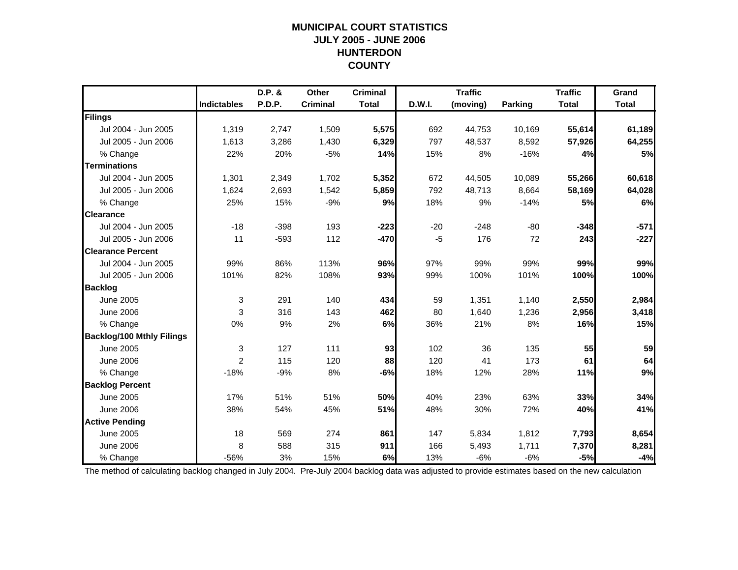# MUNICIPAL COURT STATISTICS
## JULY 2005 - JUNE 2006
## HUNTERDON
## COUNTY

| | Indictables | D.P. & P.D.P. | Other Criminal | Criminal Total | D.W.I. | Traffic (moving) | Parking | Traffic Total | Grand Total |
|---|---|---|---|---|---|---|---|---|---|
| **Filings** | | | | | | | | | |
| Jul 2004 - Jun 2005 | 1,319 | 2,747 | 1,509 | **5,575** | 692 | 44,753 | 10,169 | **55,614** | **61,189** |
| Jul 2005 - Jun 2006 | 1,613 | 3,286 | 1,430 | **6,329** | 797 | 48,537 | 8,592 | **57,926** | **64,255** |
| % Change | 22% | 20% | -5% | **14%** | 15% | 8% | -16% | **4%** | **5%** |
| **Terminations** | | | | | | | | | |
| Jul 2004 - Jun 2005 | 1,301 | 2,349 | 1,702 | **5,352** | 672 | 44,505 | 10,089 | **55,266** | **60,618** |
| Jul 2005 - Jun 2006 | 1,624 | 2,693 | 1,542 | **5,859** | 792 | 48,713 | 8,664 | **58,169** | **64,028** |
| % Change | 25% | 15% | -9% | **9%** | 18% | 9% | -14% | **5%** | **6%** |
| **Clearance** | | | | | | | | | |
| Jul 2004 - Jun 2005 | -18 | -398 | 193 | **-223** | -20 | -248 | -80 | **-348** | **-571** |
| Jul 2005 - Jun 2006 | 11 | -593 | 112 | **-470** | -5 | 176 | 72 | **243** | **-227** |
| **Clearance Percent** | | | | | | | | | |
| Jul 2004 - Jun 2005 | 99% | 86% | 113% | **96%** | 97% | 99% | 99% | **99%** | **99%** |
| Jul 2005 - Jun 2006 | 101% | 82% | 108% | **93%** | 99% | 100% | 101% | **100%** | **100%** |
| **Backlog** | | | | | | | | | |
| June 2005 | 3 | 291 | 140 | **434** | 59 | 1,351 | 1,140 | **2,550** | **2,984** |
| June 2006 | 3 | 316 | 143 | **462** | 80 | 1,640 | 1,236 | **2,956** | **3,418** |
| % Change | 0% | 9% | 2% | **6%** | 36% | 21% | 8% | **16%** | **15%** |
| **Backlog/100 Mthly Filings** | | | | | | | | | |
| June 2005 | 3 | 127 | 111 | **93** | 102 | 36 | 135 | **55** | **59** |
| June 2006 | 2 | 115 | 120 | **88** | 120 | 41 | 173 | **61** | **64** |
| % Change | -18% | -9% | 8% | **-6%** | 18% | 12% | 28% | **11%** | **9%** |
| **Backlog Percent** | | | | | | | | | |
| June 2005 | 17% | 51% | 51% | **50%** | 40% | 23% | 63% | **33%** | **34%** |
| June 2006 | 38% | 54% | 45% | **51%** | 48% | 30% | 72% | **40%** | **41%** |
| **Active Pending** | | | | | | | | | |
| June 2005 | 18 | 569 | 274 | **861** | 147 | 5,834 | 1,812 | **7,793** | **8,654** |
| June 2006 | 8 | 588 | 315 | **911** | 166 | 5,493 | 1,711 | **7,370** | **8,281** |
| % Change | -56% | 3% | 15% | **6%** | 13% | -6% | -6% | **-5%** | **-4%** |

The method of calculating backlog changed in July 2004. Pre-July 2004 backlog data was adjusted to provide estimates based on the new calculation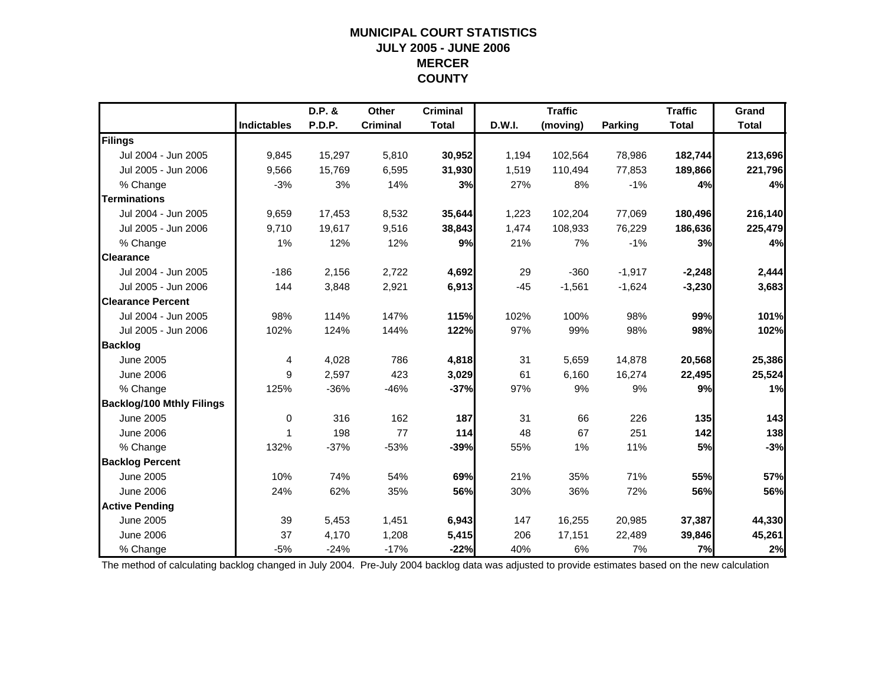# MUNICIPAL COURT STATISTICS
## JULY 2005 - JUNE 2006
## MERCER COUNTY

| | Indictables | D.P. & P.D.P. | Other Criminal | Criminal Total | D.W.I. | Traffic (moving) | Parking | Traffic Total | Grand Total |
|---|---|---|---|---|---|---|---|---|---|
| **Filings** | | | | | | | | | |
| Jul 2004 - Jun 2005 | 9,845 | 15,297 | 5,810 | **30,952** | 1,194 | 102,564 | 78,986 | **182,744** | **213,696** |
| Jul 2005 - Jun 2006 | 9,566 | 15,769 | 6,595 | **31,930** | 1,519 | 110,494 | 77,853 | **189,866** | **221,796** |
| % Change | -3% | 3% | 14% | **3%** | 27% | 8% | -1% | **4%** | **4%** |
| **Terminations** | | | | | | | | | |
| Jul 2004 - Jun 2005 | 9,659 | 17,453 | 8,532 | **35,644** | 1,223 | 102,204 | 77,069 | **180,496** | **216,140** |
| Jul 2005 - Jun 2006 | 9,710 | 19,617 | 9,516 | **38,843** | 1,474 | 108,933 | 76,229 | **186,636** | **225,479** |
| % Change | 1% | 12% | 12% | **9%** | 21% | 7% | -1% | **3%** | **4%** |
| **Clearance** | | | | | | | | | |
| Jul 2004 - Jun 2005 | -186 | 2,156 | 2,722 | **4,692** | 29 | -360 | -1,917 | **-2,248** | **2,444** |
| Jul 2005 - Jun 2006 | 144 | 3,848 | 2,921 | **6,913** | -45 | -1,561 | -1,624 | **-3,230** | **3,683** |
| **Clearance Percent** | | | | | | | | | |
| Jul 2004 - Jun 2005 | 98% | 114% | 147% | **115%** | 102% | 100% | 98% | **99%** | **101%** |
| Jul 2005 - Jun 2006 | 102% | 124% | 144% | **122%** | 97% | 99% | 98% | **98%** | **102%** |
| **Backlog** | | | | | | | | | |
| June 2005 | 4 | 4,028 | 786 | **4,818** | 31 | 5,659 | 14,878 | **20,568** | **25,386** |
| June 2006 | 9 | 2,597 | 423 | **3,029** | 61 | 6,160 | 16,274 | **22,495** | **25,524** |
| % Change | 125% | -36% | -46% | **-37%** | 97% | 9% | 9% | **9%** | **1%** |
| **Backlog/100 Mthly Filings** | | | | | | | | | |
| June 2005 | 0 | 316 | 162 | **187** | 31 | 66 | 226 | **135** | **143** |
| June 2006 | 1 | 198 | 77 | **114** | 48 | 67 | 251 | **142** | **138** |
| % Change | 132% | -37% | -53% | **-39%** | 55% | 1% | 11% | **5%** | **-3%** |
| **Backlog Percent** | | | | | | | | | |
| June 2005 | 10% | 74% | 54% | **69%** | 21% | 35% | 71% | **55%** | **57%** |
| June 2006 | 24% | 62% | 35% | **56%** | 30% | 36% | 72% | **56%** | **56%** |
| **Active Pending** | | | | | | | | | |
| June 2005 | 39 | 5,453 | 1,451 | **6,943** | 147 | 16,255 | 20,985 | **37,387** | **44,330** |
| June 2006 | 37 | 4,170 | 1,208 | **5,415** | 206 | 17,151 | 22,489 | **39,846** | **45,261** |
| % Change | -5% | -24% | -17% | **-22%** | 40% | 6% | 7% | **7%** | **2%** |

The method of calculating backlog changed in July 2004. Pre-July 2004 backlog data was adjusted to provide estimates based on the new calculation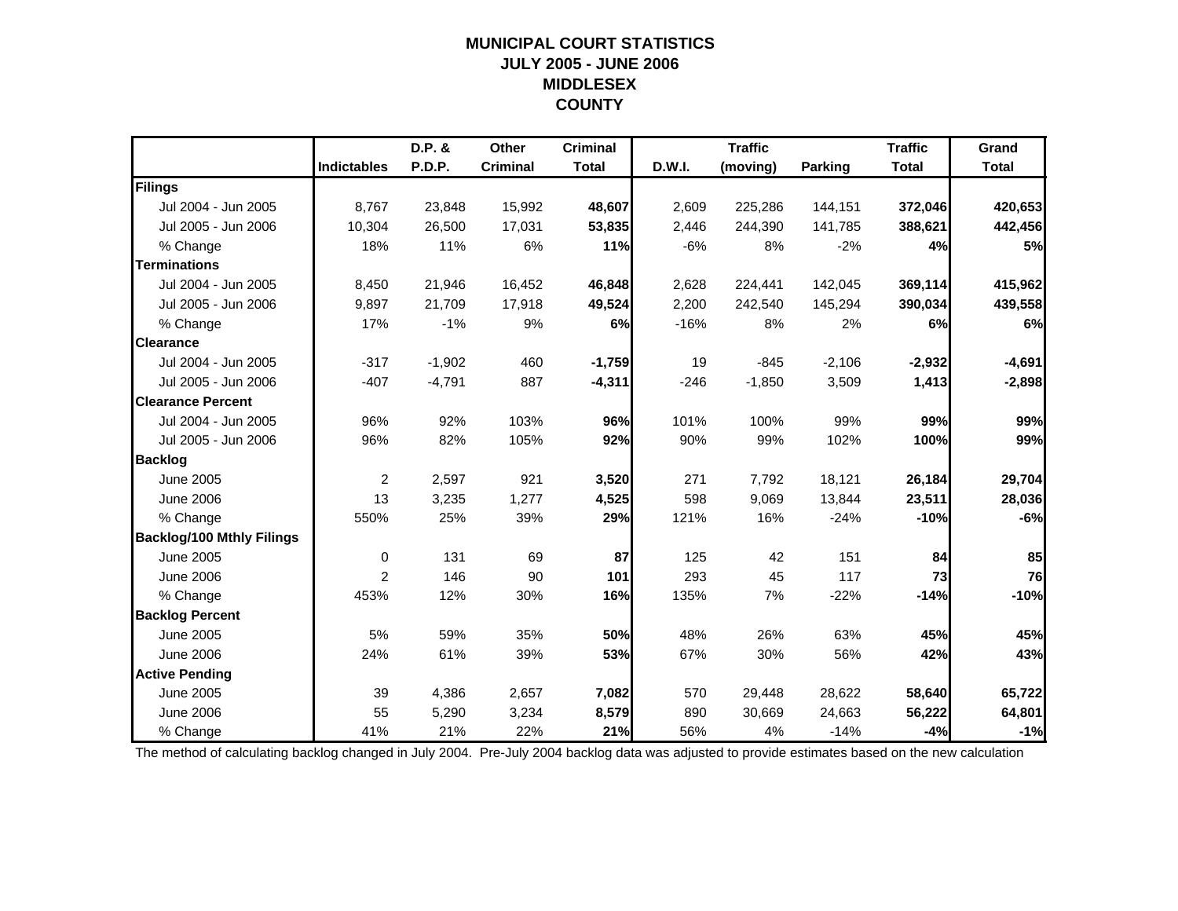# MUNICIPAL COURT STATISTICS
## JULY 2005 - JUNE 2006
## MIDDLESEX COUNTY

| | Indictables | D.P. & P.D.P. | Other Criminal | Criminal Total | D.W.I. | Traffic (moving) | Parking | Traffic Total | Grand Total |
|---|---|---|---|---|---|---|---|---|---|
| **Filings** | | | | | | | | | |
| Jul 2004 - Jun 2005 | 8,767 | 23,848 | 15,992 | **48,607** | 2,609 | 225,286 | 144,151 | **372,046** | **420,653** |
| Jul 2005 - Jun 2006 | 10,304 | 26,500 | 17,031 | **53,835** | 2,446 | 244,390 | 141,785 | **388,621** | **442,456** |
| % Change | 18% | 11% | 6% | **11%** | -6% | 8% | -2% | **4%** | **5%** |
| **Terminations** | | | | | | | | | |
| Jul 2004 - Jun 2005 | 8,450 | 21,946 | 16,452 | **46,848** | 2,628 | 224,441 | 142,045 | **369,114** | **415,962** |
| Jul 2005 - Jun 2006 | 9,897 | 21,709 | 17,918 | **49,524** | 2,200 | 242,540 | 145,294 | **390,034** | **439,558** |
| % Change | 17% | -1% | 9% | **6%** | -16% | 8% | 2% | **6%** | **6%** |
| **Clearance** | | | | | | | | | |
| Jul 2004 - Jun 2005 | -317 | -1,902 | 460 | **-1,759** | 19 | -845 | -2,106 | **-2,932** | **-4,691** |
| Jul 2005 - Jun 2006 | -407 | -4,791 | 887 | **-4,311** | -246 | -1,850 | 3,509 | **1,413** | **-2,898** |
| **Clearance Percent** | | | | | | | | | |
| Jul 2004 - Jun 2005 | 96% | 92% | 103% | **96%** | 101% | 100% | 99% | **99%** | **99%** |
| Jul 2005 - Jun 2006 | 96% | 82% | 105% | **92%** | 90% | 99% | 102% | **100%** | **99%** |
| **Backlog** | | | | | | | | | |
| June 2005 | 2 | 2,597 | 921 | **3,520** | 271 | 7,792 | 18,121 | **26,184** | **29,704** |
| June 2006 | 13 | 3,235 | 1,277 | **4,525** | 598 | 9,069 | 13,844 | **23,511** | **28,036** |
| % Change | 550% | 25% | 39% | **29%** | 121% | 16% | -24% | **-10%** | **-6%** |
| **Backlog/100 Mthly Filings** | | | | | | | | | |
| June 2005 | 0 | 131 | 69 | **87** | 125 | 42 | 151 | **84** | **85** |
| June 2006 | 2 | 146 | 90 | **101** | 293 | 45 | 117 | **73** | **76** |
| % Change | 453% | 12% | 30% | **16%** | 135% | 7% | -22% | **-14%** | **-10%** |
| **Backlog Percent** | | | | | | | | | |
| June 2005 | 5% | 59% | 35% | **50%** | 48% | 26% | 63% | **45%** | **45%** |
| June 2006 | 24% | 61% | 39% | **53%** | 67% | 30% | 56% | **42%** | **43%** |
| **Active Pending** | | | | | | | | | |
| June 2005 | 39 | 4,386 | 2,657 | **7,082** | 570 | 29,448 | 28,622 | **58,640** | **65,722** |
| June 2006 | 55 | 5,290 | 3,234 | **8,579** | 890 | 30,669 | 24,663 | **56,222** | **64,801** |
| % Change | 41% | 21% | 22% | **21%** | 56% | 4% | -14% | **-4%** | **-1%** |

The method of calculating backlog changed in July 2004. Pre-July 2004 backlog data was adjusted to provide estimates based on the new calculation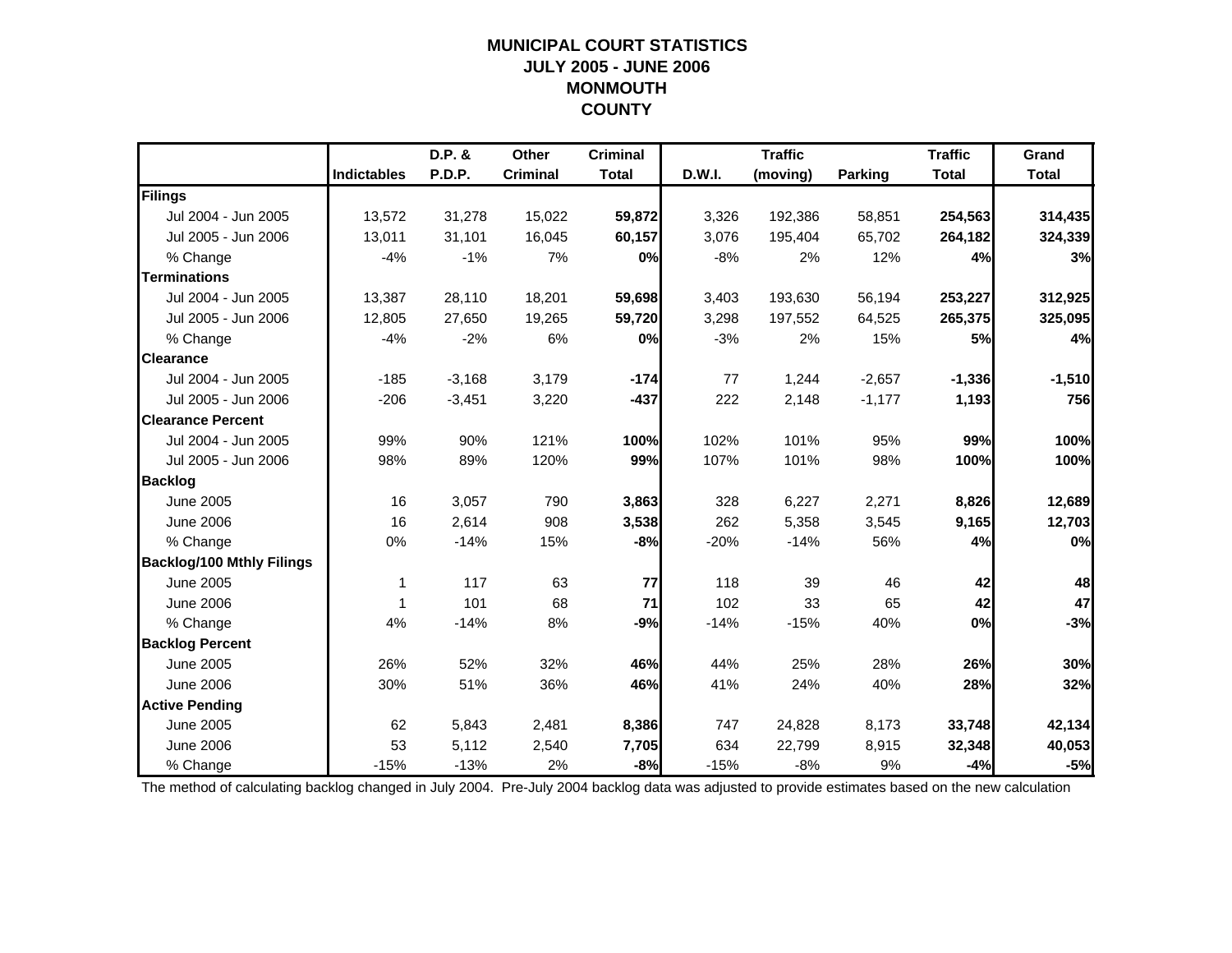# MUNICIPAL COURT STATISTICS
## JULY 2005 - JUNE 2006
## MONMOUTH COUNTY

| | Indictables | D.P. & P.D.P. | Other Criminal | Criminal Total | D.W.I. | Traffic (moving) | Parking | Traffic Total | Grand Total |
|---|---|---|---|---|---|---|---|---|---|
| **Filings** | | | | | | | | | |
| Jul 2004 - Jun 2005 | 13,572 | 31,278 | 15,022 | **59,872** | 3,326 | 192,386 | 58,851 | **254,563** | **314,435** |
| Jul 2005 - Jun 2006 | 13,011 | 31,101 | 16,045 | **60,157** | 3,076 | 195,404 | 65,702 | **264,182** | **324,339** |
| % Change | -4% | -1% | 7% | **0%** | -8% | 2% | 12% | **4%** | **3%** |
| **Terminations** | | | | | | | | | |
| Jul 2004 - Jun 2005 | 13,387 | 28,110 | 18,201 | **59,698** | 3,403 | 193,630 | 56,194 | **253,227** | **312,925** |
| Jul 2005 - Jun 2006 | 12,805 | 27,650 | 19,265 | **59,720** | 3,298 | 197,552 | 64,525 | **265,375** | **325,095** |
| % Change | -4% | -2% | 6% | **0%** | -3% | 2% | 15% | **5%** | **4%** |
| **Clearance** | | | | | | | | | |
| Jul 2004 - Jun 2005 | -185 | -3,168 | 3,179 | **-174** | 77 | 1,244 | -2,657 | **-1,336** | **-1,510** |
| Jul 2005 - Jun 2006 | -206 | -3,451 | 3,220 | **-437** | 222 | 2,148 | -1,177 | **1,193** | **756** |
| **Clearance Percent** | | | | | | | | | |
| Jul 2004 - Jun 2005 | 99% | 90% | 121% | **100%** | 102% | 101% | 95% | **99%** | **100%** |
| Jul 2005 - Jun 2006 | 98% | 89% | 120% | **99%** | 107% | 101% | 98% | **100%** | **100%** |
| **Backlog** | | | | | | | | | |
| June 2005 | 16 | 3,057 | 790 | **3,863** | 328 | 6,227 | 2,271 | **8,826** | **12,689** |
| June 2006 | 16 | 2,614 | 908 | **3,538** | 262 | 5,358 | 3,545 | **9,165** | **12,703** |
| % Change | 0% | -14% | 15% | **-8%** | -20% | -14% | 56% | **4%** | **0%** |
| **Backlog/100 Mthly Filings** | | | | | | | | | |
| June 2005 | 1 | 117 | 63 | **77** | 118 | 39 | 46 | **42** | **48** |
| June 2006 | 1 | 101 | 68 | **71** | 102 | 33 | 65 | **42** | **47** |
| % Change | 4% | -14% | 8% | **-9%** | -14% | -15% | 40% | **0%** | **-3%** |
| **Backlog Percent** | | | | | | | | | |
| June 2005 | 26% | 52% | 32% | **46%** | 44% | 25% | 28% | **26%** | **30%** |
| June 2006 | 30% | 51% | 36% | **46%** | 41% | 24% | 40% | **28%** | **32%** |
| **Active Pending** | | | | | | | | | |
| June 2005 | 62 | 5,843 | 2,481 | **8,386** | 747 | 24,828 | 8,173 | **33,748** | **42,134** |
| June 2006 | 53 | 5,112 | 2,540 | **7,705** | 634 | 22,799 | 8,915 | **32,348** | **40,053** |
| % Change | -15% | -13% | 2% | **-8%** | -15% | -8% | 9% | **-4%** | **-5%** |

The method of calculating backlog changed in July 2004. Pre-July 2004 backlog data was adjusted to provide estimates based on the new calculation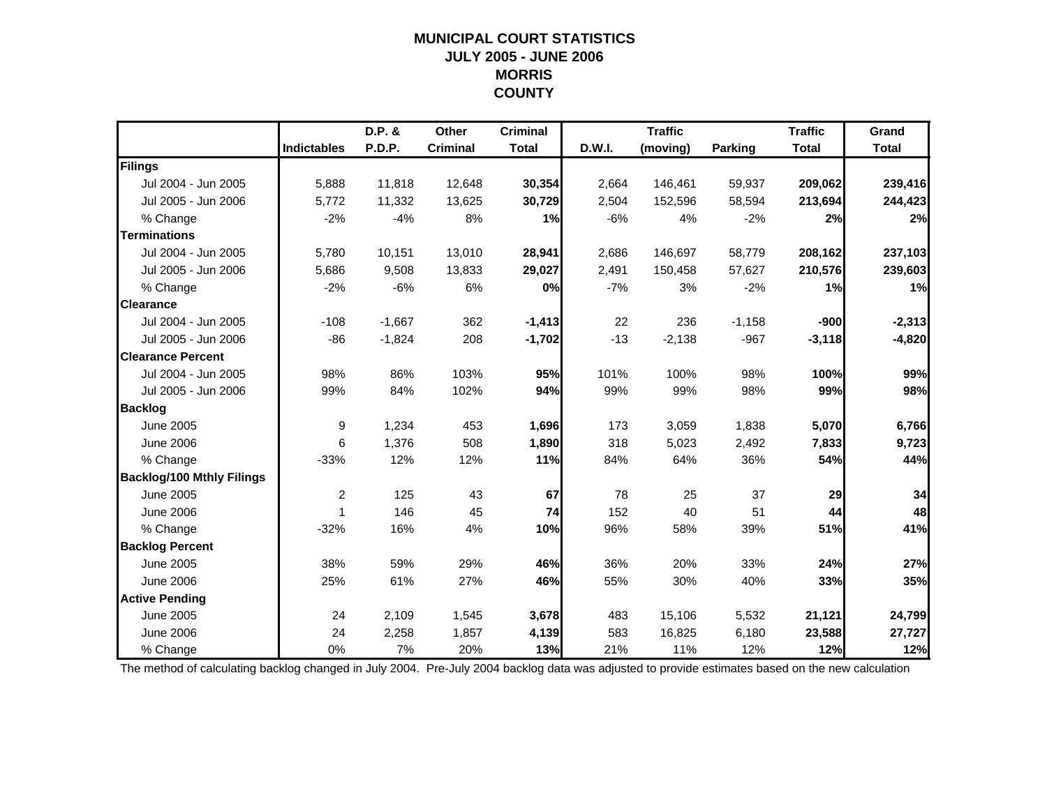# MUNICIPAL COURT STATISTICS
## JULY 2005 - JUNE 2006
## MORRIS COUNTY

| | Indictables | D.P. & P.D.P. | Other Criminal | Criminal Total | D.W.I. | Traffic (moving) | Parking | Traffic Total | Grand Total |
|---|---|---|---|---|---|---|---|---|---|
| **Filings** | | | | | | | | | |
| Jul 2004 - Jun 2005 | 5,888 | 11,818 | 12,648 | **30,354** | 2,664 | 146,461 | 59,937 | **209,062** | **239,416** |
| Jul 2005 - Jun 2006 | 5,772 | 11,332 | 13,625 | **30,729** | 2,504 | 152,596 | 58,594 | **213,694** | **244,423** |
| % Change | -2% | -4% | 8% | **1%** | -6% | 4% | -2% | **2%** | **2%** |
| **Terminations** | | | | | | | | | |
| Jul 2004 - Jun 2005 | 5,780 | 10,151 | 13,010 | **28,941** | 2,686 | 146,697 | 58,779 | **208,162** | **237,103** |
| Jul 2005 - Jun 2006 | 5,686 | 9,508 | 13,833 | **29,027** | 2,491 | 150,458 | 57,627 | **210,576** | **239,603** |
| % Change | -2% | -6% | 6% | **0%** | -7% | 3% | -2% | **1%** | **1%** |
| **Clearance** | | | | | | | | | |
| Jul 2004 - Jun 2005 | -108 | -1,667 | 362 | **-1,413** | 22 | 236 | -1,158 | **-900** | **-2,313** |
| Jul 2005 - Jun 2006 | -86 | -1,824 | 208 | **-1,702** | -13 | -2,138 | -967 | **-3,118** | **-4,820** |
| **Clearance Percent** | | | | | | | | | |
| Jul 2004 - Jun 2005 | 98% | 86% | 103% | **95%** | 101% | 100% | 98% | **100%** | **99%** |
| Jul 2005 - Jun 2006 | 99% | 84% | 102% | **94%** | 99% | 99% | 98% | **99%** | **98%** |
| **Backlog** | | | | | | | | | |
| June 2005 | 9 | 1,234 | 453 | **1,696** | 173 | 3,059 | 1,838 | **5,070** | **6,766** |
| June 2006 | 6 | 1,376 | 508 | **1,890** | 318 | 5,023 | 2,492 | **7,833** | **9,723** |
| % Change | -33% | 12% | 12% | **11%** | 84% | 64% | 36% | **54%** | **44%** |
| **Backlog/100 Mthly Filings** | | | | | | | | | |
| June 2005 | 2 | 125 | 43 | **67** | 78 | 25 | 37 | **29** | **34** |
| June 2006 | 1 | 146 | 45 | **74** | 152 | 40 | 51 | **44** | **48** |
| % Change | -32% | 16% | 4% | **10%** | 96% | 58% | 39% | **51%** | **41%** |
| **Backlog Percent** | | | | | | | | | |
| June 2005 | 38% | 59% | 29% | **46%** | 36% | 20% | 33% | **24%** | **27%** |
| June 2006 | 25% | 61% | 27% | **46%** | 55% | 30% | 40% | **33%** | **35%** |
| **Active Pending** | | | | | | | | | |
| June 2005 | 24 | 2,109 | 1,545 | **3,678** | 483 | 15,106 | 5,532 | **21,121** | **24,799** |
| June 2006 | 24 | 2,258 | 1,857 | **4,139** | 583 | 16,825 | 6,180 | **23,588** | **27,727** |
| % Change | 0% | 7% | 20% | **13%** | 21% | 11% | 12% | **12%** | **12%** |

The method of calculating backlog changed in July 2004. Pre-July 2004 backlog data was adjusted to provide estimates based on the new calculation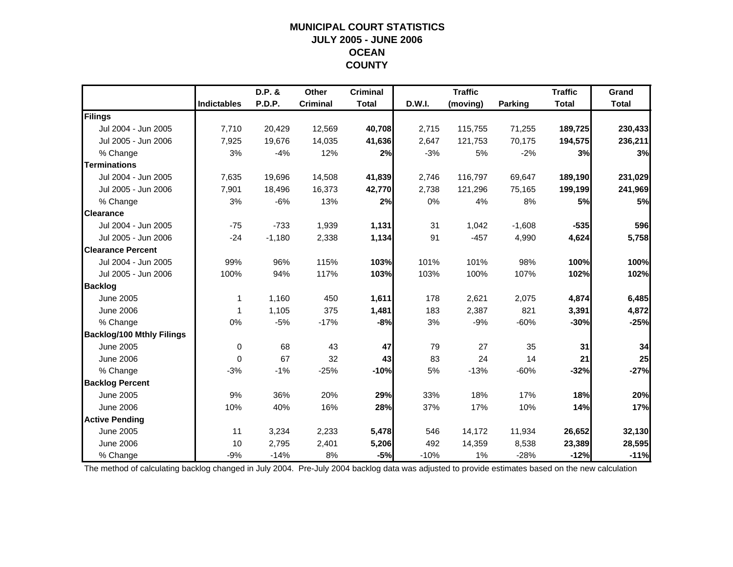# MUNICIPAL COURT STATISTICS
## JULY 2005 - JUNE 2006
## OCEAN
## COUNTY

| | Indictables | D.P. & P.D.P. | Other Criminal | Criminal Total | D.W.I. | Traffic (moving) | Parking | Traffic Total | Grand Total |
|---|---|---|---|---|---|---|---|---|---|
| **Filings** | | | | | | | | | |
| Jul 2004 - Jun 2005 | 7,710 | 20,429 | 12,569 | **40,708** | 2,715 | 115,755 | 71,255 | **189,725** | **230,433** |
| Jul 2005 - Jun 2006 | 7,925 | 19,676 | 14,035 | **41,636** | 2,647 | 121,753 | 70,175 | **194,575** | **236,211** |
| % Change | 3% | -4% | 12% | **2%** | -3% | 5% | -2% | **3%** | **3%** |
| **Terminations** | | | | | | | | | |
| Jul 2004 - Jun 2005 | 7,635 | 19,696 | 14,508 | **41,839** | 2,746 | 116,797 | 69,647 | **189,190** | **231,029** |
| Jul 2005 - Jun 2006 | 7,901 | 18,496 | 16,373 | **42,770** | 2,738 | 121,296 | 75,165 | **199,199** | **241,969** |
| % Change | 3% | -6% | 13% | **2%** | 0% | 4% | 8% | **5%** | **5%** |
| **Clearance** | | | | | | | | | |
| Jul 2004 - Jun 2005 | -75 | -733 | 1,939 | **1,131** | 31 | 1,042 | -1,608 | **-535** | **596** |
| Jul 2005 - Jun 2006 | -24 | -1,180 | 2,338 | **1,134** | 91 | -457 | 4,990 | **4,624** | **5,758** |
| **Clearance Percent** | | | | | | | | | |
| Jul 2004 - Jun 2005 | 99% | 96% | 115% | **103%** | 101% | 101% | 98% | **100%** | **100%** |
| Jul 2005 - Jun 2006 | 100% | 94% | 117% | **103%** | 103% | 100% | 107% | **102%** | **102%** |
| **Backlog** | | | | | | | | | |
| June 2005 | 1 | 1,160 | 450 | **1,611** | 178 | 2,621 | 2,075 | **4,874** | **6,485** |
| June 2006 | 1 | 1,105 | 375 | **1,481** | 183 | 2,387 | 821 | **3,391** | **4,872** |
| % Change | 0% | -5% | -17% | **-8%** | 3% | -9% | -60% | **-30%** | **-25%** |
| **Backlog/100 Mthly Filings** | | | | | | | | | |
| June 2005 | 0 | 68 | 43 | **47** | 79 | 27 | 35 | **31** | **34** |
| June 2006 | 0 | 67 | 32 | **43** | 83 | 24 | 14 | **21** | **25** |
| % Change | -3% | -1% | -25% | **-10%** | 5% | -13% | -60% | **-32%** | **-27%** |
| **Backlog Percent** | | | | | | | | | |
| June 2005 | 9% | 36% | 20% | **29%** | 33% | 18% | 17% | **18%** | **20%** |
| June 2006 | 10% | 40% | 16% | **28%** | 37% | 17% | 10% | **14%** | **17%** |
| **Active Pending** | | | | | | | | | |
| June 2005 | 11 | 3,234 | 2,233 | **5,478** | 546 | 14,172 | 11,934 | **26,652** | **32,130** |
| June 2006 | 10 | 2,795 | 2,401 | **5,206** | 492 | 14,359 | 8,538 | **23,389** | **28,595** |
| % Change | -9% | -14% | 8% | **-5%** | -10% | 1% | -28% | **-12%** | **-11%** |

The method of calculating backlog changed in July 2004. Pre-July 2004 backlog data was adjusted to provide estimates based on the new calculation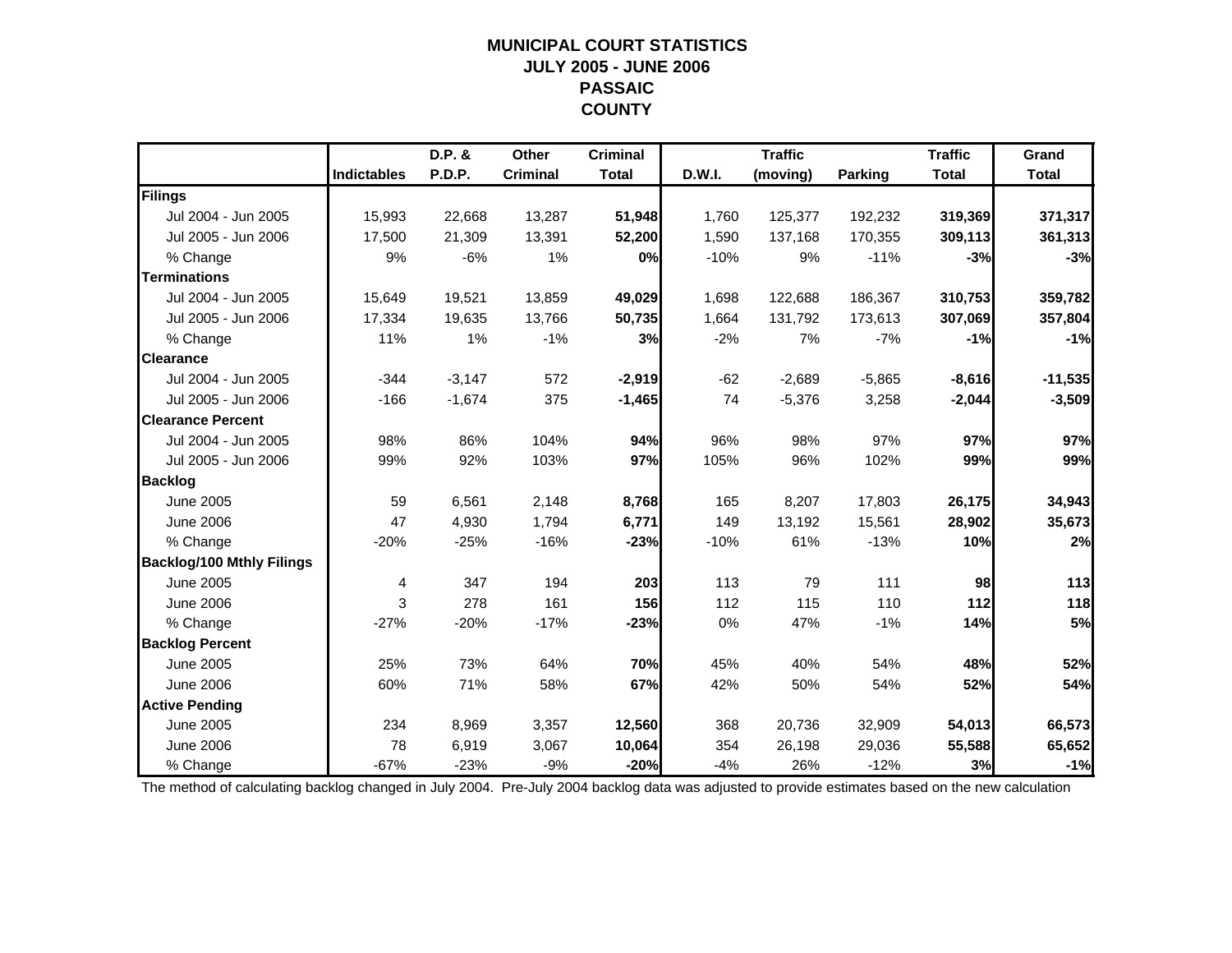# MUNICIPAL COURT STATISTICS
## JULY 2005 - JUNE 2006
## PASSAIC COUNTY

| | Indictables | D.P. & P.D.P. | Other Criminal | Criminal Total | D.W.I. | Traffic (moving) | Parking | Traffic Total | Grand Total |
|---|---|---|---|---|---|---|---|---|---|
| **Filings** | | | | | | | | | |
| Jul 2004 - Jun 2005 | 15,993 | 22,668 | 13,287 | **51,948** | 1,760 | 125,377 | 192,232 | **319,369** | **371,317** |
| Jul 2005 - Jun 2006 | 17,500 | 21,309 | 13,391 | **52,200** | 1,590 | 137,168 | 170,355 | **309,113** | **361,313** |
| % Change | 9% | -6% | 1% | **0%** | -10% | 9% | -11% | **-3%** | **-3%** |
| **Terminations** | | | | | | | | | |
| Jul 2004 - Jun 2005 | 15,649 | 19,521 | 13,859 | **49,029** | 1,698 | 122,688 | 186,367 | **310,753** | **359,782** |
| Jul 2005 - Jun 2006 | 17,334 | 19,635 | 13,766 | **50,735** | 1,664 | 131,792 | 173,613 | **307,069** | **357,804** |
| % Change | 11% | 1% | -1% | **3%** | -2% | 7% | -7% | **-1%** | **-1%** |
| **Clearance** | | | | | | | | | |
| Jul 2004 - Jun 2005 | -344 | -3,147 | 572 | **-2,919** | -62 | -2,689 | -5,865 | **-8,616** | **-11,535** |
| Jul 2005 - Jun 2006 | -166 | -1,674 | 375 | **-1,465** | 74 | -5,376 | 3,258 | **-2,044** | **-3,509** |
| **Clearance Percent** | | | | | | | | | |
| Jul 2004 - Jun 2005 | 98% | 86% | 104% | **94%** | 96% | 98% | 97% | **97%** | **97%** |
| Jul 2005 - Jun 2006 | 99% | 92% | 103% | **97%** | 105% | 96% | 102% | **99%** | **99%** |
| **Backlog** | | | | | | | | | |
| June 2005 | 59 | 6,561 | 2,148 | **8,768** | 165 | 8,207 | 17,803 | **26,175** | **34,943** |
| June 2006 | 47 | 4,930 | 1,794 | **6,771** | 149 | 13,192 | 15,561 | **28,902** | **35,673** |
| % Change | -20% | -25% | -16% | **-23%** | -10% | 61% | -13% | **10%** | **2%** |
| **Backlog/100 Mthly Filings** | | | | | | | | | |
| June 2005 | 4 | 347 | 194 | **203** | 113 | 79 | 111 | **98** | **113** |
| June 2006 | 3 | 278 | 161 | **156** | 112 | 115 | 110 | **112** | **118** |
| % Change | -27% | -20% | -17% | **-23%** | 0% | 47% | -1% | **14%** | **5%** |
| **Backlog Percent** | | | | | | | | | |
| June 2005 | 25% | 73% | 64% | **70%** | 45% | 40% | 54% | **48%** | **52%** |
| June 2006 | 60% | 71% | 58% | **67%** | 42% | 50% | 54% | **52%** | **54%** |
| **Active Pending** | | | | | | | | | |
| June 2005 | 234 | 8,969 | 3,357 | **12,560** | 368 | 20,736 | 32,909 | **54,013** | **66,573** |
| June 2006 | 78 | 6,919 | 3,067 | **10,064** | 354 | 26,198 | 29,036 | **55,588** | **65,652** |
| % Change | -67% | -23% | -9% | **-20%** | -4% | 26% | -12% | **3%** | **-1%** |

The method of calculating backlog changed in July 2004. Pre-July 2004 backlog data was adjusted to provide estimates based on the new calculation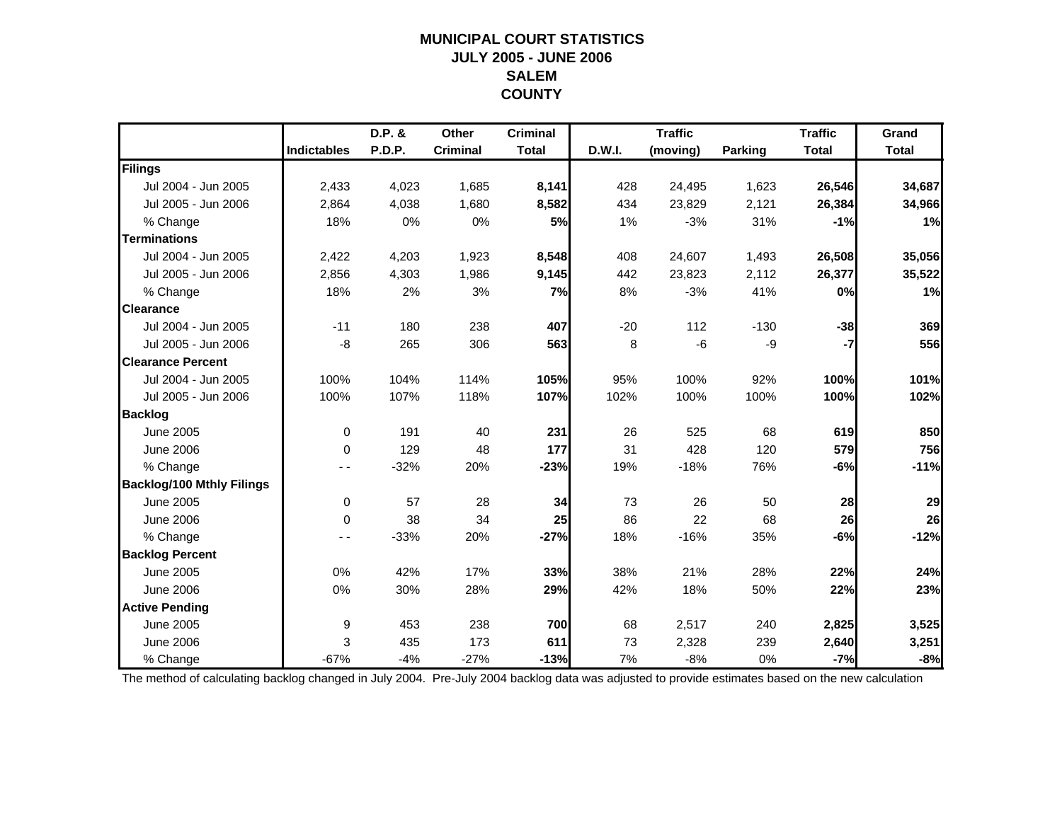# MUNICIPAL COURT STATISTICS
## JULY 2005 - JUNE 2006
## SALEM
## COUNTY

| | Indictables | D.P. & P.D.P. | Other Criminal | Criminal Total | D.W.I. | Traffic (moving) | Parking | Traffic Total | Grand Total |
|---|---|---|---|---|---|---|---|---|---|
| **Filings** | | | | | | | | | |
| Jul 2004 - Jun 2005 | 2,433 | 4,023 | 1,685 | **8,141** | 428 | 24,495 | 1,623 | **26,546** | **34,687** |
| Jul 2005 - Jun 2006 | 2,864 | 4,038 | 1,680 | **8,582** | 434 | 23,829 | 2,121 | **26,384** | **34,966** |
| % Change | 18% | 0% | 0% | **5%** | 1% | -3% | 31% | **-1%** | **1%** |
| **Terminations** | | | | | | | | | |
| Jul 2004 - Jun 2005 | 2,422 | 4,203 | 1,923 | **8,548** | 408 | 24,607 | 1,493 | **26,508** | **35,056** |
| Jul 2005 - Jun 2006 | 2,856 | 4,303 | 1,986 | **9,145** | 442 | 23,823 | 2,112 | **26,377** | **35,522** |
| % Change | 18% | 2% | 3% | **7%** | 8% | -3% | 41% | **0%** | **1%** |
| **Clearance** | | | | | | | | | |
| Jul 2004 - Jun 2005 | -11 | 180 | 238 | **407** | -20 | 112 | -130 | **-38** | **369** |
| Jul 2005 - Jun 2006 | -8 | 265 | 306 | **563** | 8 | -6 | -9 | **-7** | **556** |
| **Clearance Percent** | | | | | | | | | |
| Jul 2004 - Jun 2005 | 100% | 104% | 114% | **105%** | 95% | 100% | 92% | **100%** | **101%** |
| Jul 2005 - Jun 2006 | 100% | 107% | 118% | **107%** | 102% | 100% | 100% | **100%** | **102%** |
| **Backlog** | | | | | | | | | |
| June 2005 | 0 | 191 | 40 | **231** | 26 | 525 | 68 | **619** | **850** |
| June 2006 | 0 | 129 | 48 | **177** | 31 | 428 | 120 | **579** | **756** |
| % Change | - - | -32% | 20% | **-23%** | 19% | -18% | 76% | **-6%** | **-11%** |
| **Backlog/100 Mthly Filings** | | | | | | | | | |
| June 2005 | 0 | 57 | 28 | **34** | 73 | 26 | 50 | **28** | **29** |
| June 2006 | 0 | 38 | 34 | **25** | 86 | 22 | 68 | **26** | **26** |
| % Change | - - | -33% | 20% | **-27%** | 18% | -16% | 35% | **-6%** | **-12%** |
| **Backlog Percent** | | | | | | | | | |
| June 2005 | 0% | 42% | 17% | **33%** | 38% | 21% | 28% | **22%** | **24%** |
| June 2006 | 0% | 30% | 28% | **29%** | 42% | 18% | 50% | **22%** | **23%** |
| **Active Pending** | | | | | | | | | |
| June 2005 | 9 | 453 | 238 | **700** | 68 | 2,517 | 240 | **2,825** | **3,525** |
| June 2006 | 3 | 435 | 173 | **611** | 73 | 2,328 | 239 | **2,640** | **3,251** |
| % Change | -67% | -4% | -27% | **-13%** | 7% | -8% | 0% | **-7%** | **-8%** |

The method of calculating backlog changed in July 2004. Pre-July 2004 backlog data was adjusted to provide estimates based on the new calculation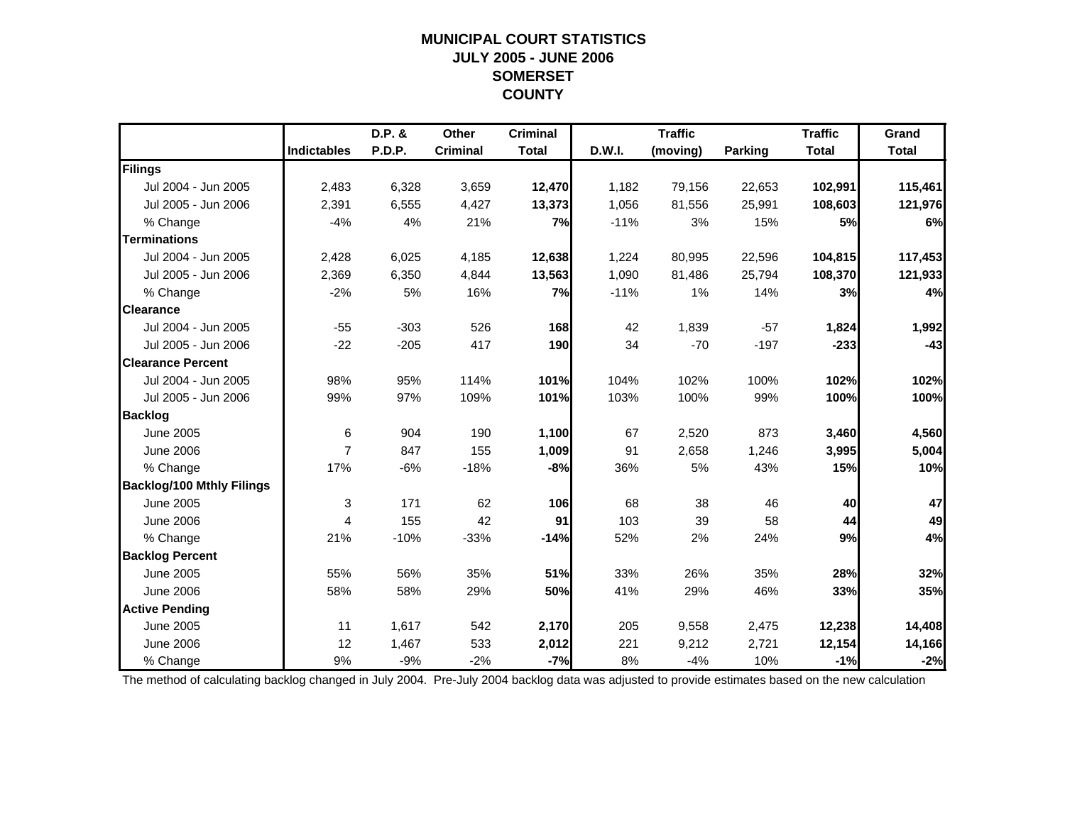# MUNICIPAL COURT STATISTICS
# JULY 2005 - JUNE 2006
# SOMERSET
# COUNTY

| | Indictables | D.P. & P.D.P. | Other Criminal | Criminal Total | D.W.I. | Traffic (moving) | Parking | Traffic Total | Grand Total |
|---|---|---|---|---|---|---|---|---|---|
| **Filings** | | | | | | | | | |
| Jul 2004 - Jun 2005 | 2,483 | 6,328 | 3,659 | **12,470** | 1,182 | 79,156 | 22,653 | **102,991** | **115,461** |
| Jul 2005 - Jun 2006 | 2,391 | 6,555 | 4,427 | **13,373** | 1,056 | 81,556 | 25,991 | **108,603** | **121,976** |
| % Change | -4% | 4% | 21% | **7%** | -11% | 3% | 15% | **5%** | **6%** |
| **Terminations** | | | | | | | | | |
| Jul 2004 - Jun 2005 | 2,428 | 6,025 | 4,185 | **12,638** | 1,224 | 80,995 | 22,596 | **104,815** | **117,453** |
| Jul 2005 - Jun 2006 | 2,369 | 6,350 | 4,844 | **13,563** | 1,090 | 81,486 | 25,794 | **108,370** | **121,933** |
| % Change | -2% | 5% | 16% | **7%** | -11% | 1% | 14% | **3%** | **4%** |
| **Clearance** | | | | | | | | | |
| Jul 2004 - Jun 2005 | -55 | -303 | 526 | **168** | 42 | 1,839 | -57 | **1,824** | **1,992** |
| Jul 2005 - Jun 2006 | -22 | -205 | 417 | **190** | 34 | -70 | -197 | **-233** | **-43** |
| **Clearance Percent** | | | | | | | | | |
| Jul 2004 - Jun 2005 | 98% | 95% | 114% | **101%** | 104% | 102% | 100% | **102%** | **102%** |
| Jul 2005 - Jun 2006 | 99% | 97% | 109% | **101%** | 103% | 100% | 99% | **100%** | **100%** |
| **Backlog** | | | | | | | | | |
| June 2005 | 6 | 904 | 190 | **1,100** | 67 | 2,520 | 873 | **3,460** | **4,560** |
| June 2006 | 7 | 847 | 155 | **1,009** | 91 | 2,658 | 1,246 | **3,995** | **5,004** |
| % Change | 17% | -6% | -18% | **-8%** | 36% | 5% | 43% | **15%** | **10%** |
| **Backlog/100 Mthly Filings** | | | | | | | | | |
| June 2005 | 3 | 171 | 62 | **106** | 68 | 38 | 46 | **40** | **47** |
| June 2006 | 4 | 155 | 42 | **91** | 103 | 39 | 58 | **44** | **49** |
| % Change | 21% | -10% | -33% | **-14%** | 52% | 2% | 24% | **9%** | **4%** |
| **Backlog Percent** | | | | | | | | | |
| June 2005 | 55% | 56% | 35% | **51%** | 33% | 26% | 35% | **28%** | **32%** |
| June 2006 | 58% | 58% | 29% | **50%** | 41% | 29% | 46% | **33%** | **35%** |
| **Active Pending** | | | | | | | | | |
| June 2005 | 11 | 1,617 | 542 | **2,170** | 205 | 9,558 | 2,475 | **12,238** | **14,408** |
| June 2006 | 12 | 1,467 | 533 | **2,012** | 221 | 9,212 | 2,721 | **12,154** | **14,166** |
| % Change | 9% | -9% | -2% | **-7%** | 8% | -4% | 10% | **-1%** | **-2%** |

The method of calculating backlog changed in July 2004. Pre-July 2004 backlog data was adjusted to provide estimates based on the new calculation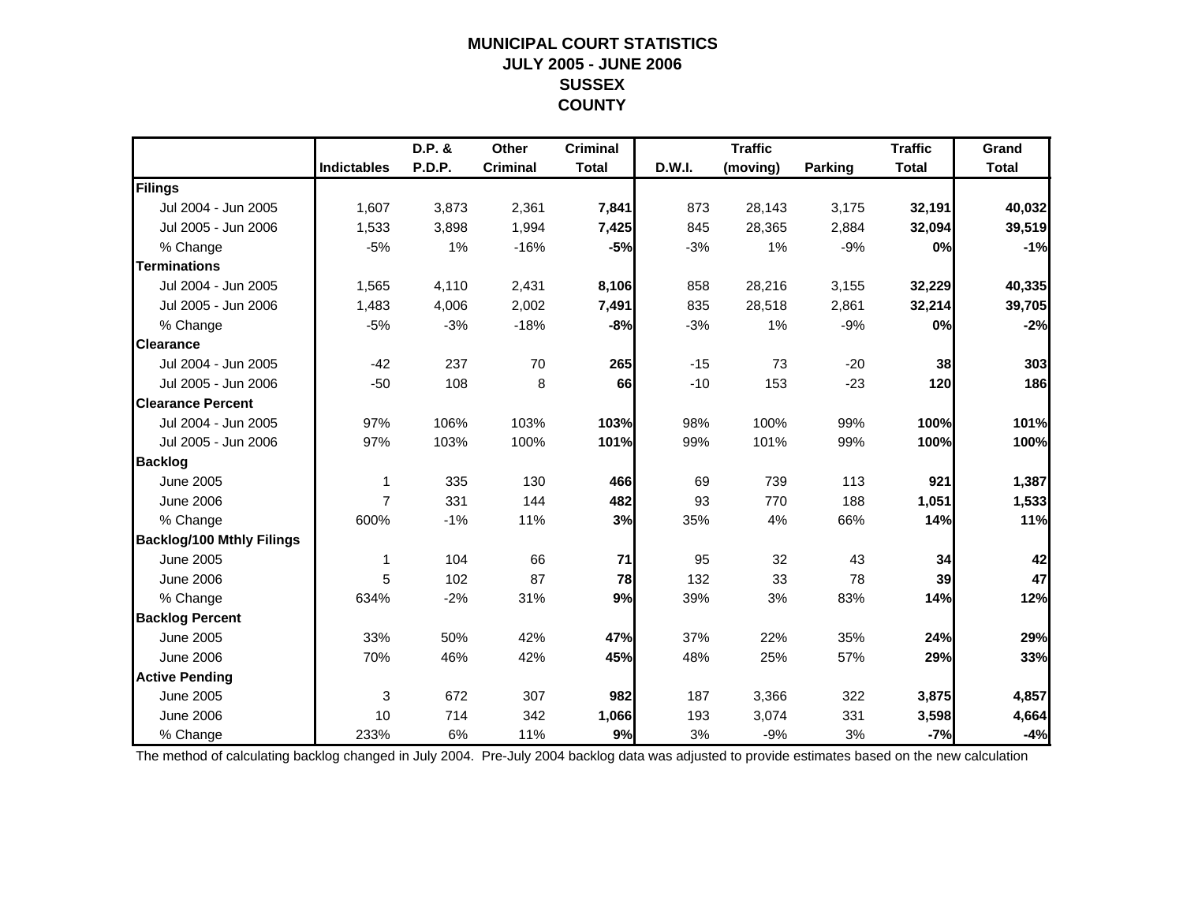# MUNICIPAL COURT STATISTICS
## JULY 2005 - JUNE 2006
## SUSSEX COUNTY

| | Indictables | D.P. & P.D.P. | Other Criminal | Criminal Total | D.W.I. | Traffic (moving) | Parking | Traffic Total | Grand Total |
|---|---|---|---|---|---|---|---|---|---|
| **Filings** | | | | | | | | | |
| Jul 2004 - Jun 2005 | 1,607 | 3,873 | 2,361 | **7,841** | 873 | 28,143 | 3,175 | **32,191** | **40,032** |
| Jul 2005 - Jun 2006 | 1,533 | 3,898 | 1,994 | **7,425** | 845 | 28,365 | 2,884 | **32,094** | **39,519** |
| % Change | -5% | 1% | -16% | **-5%** | -3% | 1% | -9% | **0%** | **-1%** |
| **Terminations** | | | | | | | | | |
| Jul 2004 - Jun 2005 | 1,565 | 4,110 | 2,431 | **8,106** | 858 | 28,216 | 3,155 | **32,229** | **40,335** |
| Jul 2005 - Jun 2006 | 1,483 | 4,006 | 2,002 | **7,491** | 835 | 28,518 | 2,861 | **32,214** | **39,705** |
| % Change | -5% | -3% | -18% | **-8%** | -3% | 1% | -9% | **0%** | **-2%** |
| **Clearance** | | | | | | | | | |
| Jul 2004 - Jun 2005 | -42 | 237 | 70 | **265** | -15 | 73 | -20 | **38** | **303** |
| Jul 2005 - Jun 2006 | -50 | 108 | 8 | **66** | -10 | 153 | -23 | **120** | **186** |
| **Clearance Percent** | | | | | | | | | |
| Jul 2004 - Jun 2005 | 97% | 106% | 103% | **103%** | 98% | 100% | 99% | **100%** | **101%** |
| Jul 2005 - Jun 2006 | 97% | 103% | 100% | **101%** | 99% | 101% | 99% | **100%** | **100%** |
| **Backlog** | | | | | | | | | |
| June 2005 | 1 | 335 | 130 | **466** | 69 | 739 | 113 | **921** | **1,387** |
| June 2006 | 7 | 331 | 144 | **482** | 93 | 770 | 188 | **1,051** | **1,533** |
| % Change | 600% | -1% | 11% | **3%** | 35% | 4% | 66% | **14%** | **11%** |
| **Backlog/100 Mthly Filings** | | | | | | | | | |
| June 2005 | 1 | 104 | 66 | **71** | 95 | 32 | 43 | **34** | **42** |
| June 2006 | 5 | 102 | 87 | **78** | 132 | 33 | 78 | **39** | **47** |
| % Change | 634% | -2% | 31% | **9%** | 39% | 3% | 83% | **14%** | **12%** |
| **Backlog Percent** | | | | | | | | | |
| June 2005 | 33% | 50% | 42% | **47%** | 37% | 22% | 35% | **24%** | **29%** |
| June 2006 | 70% | 46% | 42% | **45%** | 48% | 25% | 57% | **29%** | **33%** |
| **Active Pending** | | | | | | | | | |
| June 2005 | 3 | 672 | 307 | **982** | 187 | 3,366 | 322 | **3,875** | **4,857** |
| June 2006 | 10 | 714 | 342 | **1,066** | 193 | 3,074 | 331 | **3,598** | **4,664** |
| % Change | 233% | 6% | 11% | **9%** | 3% | -9% | 3% | **-7%** | **-4%** |

The method of calculating backlog changed in July 2004. Pre-July 2004 backlog data was adjusted to provide estimates based on the new calculation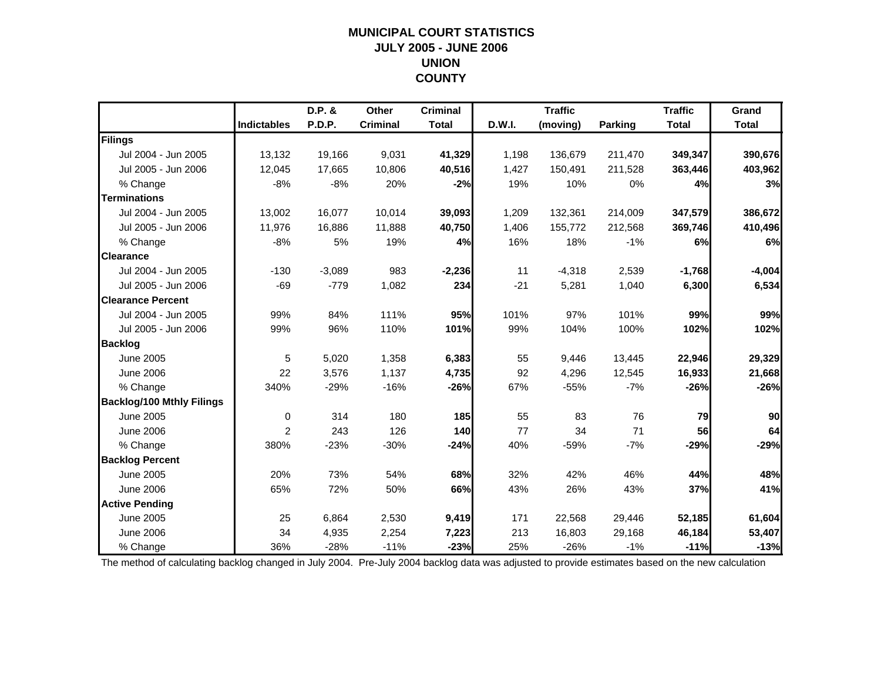# MUNICIPAL COURT STATISTICS
## JULY 2005 - JUNE 2006
## UNION
## COUNTY

| | Indictables | D.P. & P.D.P. | Other Criminal | Criminal Total | D.W.I. | Traffic (moving) | Parking | Traffic Total | Grand Total |
|---|---|---|---|---|---|---|---|---|---|
| **Filings** | | | | | | | | | |
| Jul 2004 - Jun 2005 | 13,132 | 19,166 | 9,031 | **41,329** | 1,198 | 136,679 | 211,470 | **349,347** | **390,676** |
| Jul 2005 - Jun 2006 | 12,045 | 17,665 | 10,806 | **40,516** | 1,427 | 150,491 | 211,528 | **363,446** | **403,962** |
| % Change | -8% | -8% | 20% | **-2%** | 19% | 10% | 0% | **4%** | **3%** |
| **Terminations** | | | | | | | | | |
| Jul 2004 - Jun 2005 | 13,002 | 16,077 | 10,014 | **39,093** | 1,209 | 132,361 | 214,009 | **347,579** | **386,672** |
| Jul 2005 - Jun 2006 | 11,976 | 16,886 | 11,888 | **40,750** | 1,406 | 155,772 | 212,568 | **369,746** | **410,496** |
| % Change | -8% | 5% | 19% | **4%** | 16% | 18% | -1% | **6%** | **6%** |
| **Clearance** | | | | | | | | | |
| Jul 2004 - Jun 2005 | -130 | -3,089 | 983 | **-2,236** | 11 | -4,318 | 2,539 | **-1,768** | **-4,004** |
| Jul 2005 - Jun 2006 | -69 | -779 | 1,082 | **234** | -21 | 5,281 | 1,040 | **6,300** | **6,534** |
| **Clearance Percent** | | | | | | | | | |
| Jul 2004 - Jun 2005 | 99% | 84% | 111% | **95%** | 101% | 97% | 101% | **99%** | **99%** |
| Jul 2005 - Jun 2006 | 99% | 96% | 110% | **101%** | 99% | 104% | 100% | **102%** | **102%** |
| **Backlog** | | | | | | | | | |
| June 2005 | 5 | 5,020 | 1,358 | **6,383** | 55 | 9,446 | 13,445 | **22,946** | **29,329** |
| June 2006 | 22 | 3,576 | 1,137 | **4,735** | 92 | 4,296 | 12,545 | **16,933** | **21,668** |
| % Change | 340% | -29% | -16% | **-26%** | 67% | -55% | -7% | **-26%** | **-26%** |
| **Backlog/100 Mthly Filings** | | | | | | | | | |
| June 2005 | 0 | 314 | 180 | **185** | 55 | 83 | 76 | **79** | **90** |
| June 2006 | 2 | 243 | 126 | **140** | 77 | 34 | 71 | **56** | **64** |
| % Change | 380% | -23% | -30% | **-24%** | 40% | -59% | -7% | **-29%** | **-29%** |
| **Backlog Percent** | | | | | | | | | |
| June 2005 | 20% | 73% | 54% | **68%** | 32% | 42% | 46% | **44%** | **48%** |
| June 2006 | 65% | 72% | 50% | **66%** | 43% | 26% | 43% | **37%** | **41%** |
| **Active Pending** | | | | | | | | | |
| June 2005 | 25 | 6,864 | 2,530 | **9,419** | 171 | 22,568 | 29,446 | **52,185** | **61,604** |
| June 2006 | 34 | 4,935 | 2,254 | **7,223** | 213 | 16,803 | 29,168 | **46,184** | **53,407** |
| % Change | 36% | -28% | -11% | **-23%** | 25% | -26% | -1% | **-11%** | **-13%** |

The method of calculating backlog changed in July 2004. Pre-July 2004 backlog data was adjusted to provide estimates based on the new calculation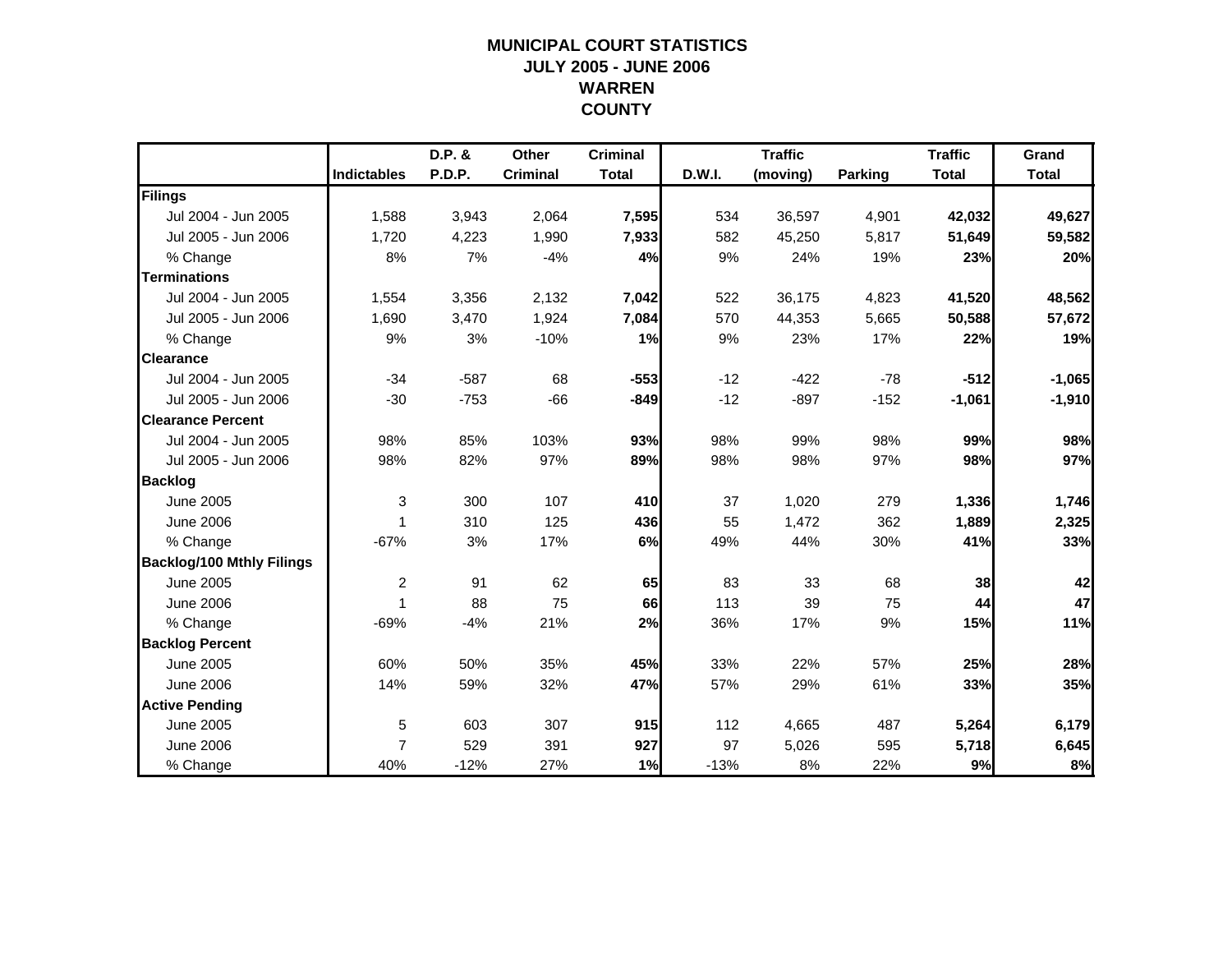# MUNICIPAL COURT STATISTICS
## JULY 2005 - JUNE 2006
## WARREN COUNTY

| | Indictables | D.P. & P.D.P. | Other Criminal | Criminal Total | D.W.I. | Traffic (moving) | Parking | Traffic Total | Grand Total |
|---|---|---|---|---|---|---|---|---|---|
| **Filings** | | | | | | | | | |
| Jul 2004 - Jun 2005 | 1,588 | 3,943 | 2,064 | **7,595** | 534 | 36,597 | 4,901 | **42,032** | **49,627** |
| Jul 2005 - Jun 2006 | 1,720 | 4,223 | 1,990 | **7,933** | 582 | 45,250 | 5,817 | **51,649** | **59,582** |
| % Change | 8% | 7% | -4% | **4%** | 9% | 24% | 19% | **23%** | **20%** |
| **Terminations** | | | | | | | | | |
| Jul 2004 - Jun 2005 | 1,554 | 3,356 | 2,132 | **7,042** | 522 | 36,175 | 4,823 | **41,520** | **48,562** |
| Jul 2005 - Jun 2006 | 1,690 | 3,470 | 1,924 | **7,084** | 570 | 44,353 | 5,665 | **50,588** | **57,672** |
| % Change | 9% | 3% | -10% | **1%** | 9% | 23% | 17% | **22%** | **19%** |
| **Clearance** | | | | | | | | | |
| Jul 2004 - Jun 2005 | -34 | -587 | 68 | **-553** | -12 | -422 | -78 | **-512** | **-1,065** |
| Jul 2005 - Jun 2006 | -30 | -753 | -66 | **-849** | -12 | -897 | -152 | **-1,061** | **-1,910** |
| **Clearance Percent** | | | | | | | | | |
| Jul 2004 - Jun 2005 | 98% | 85% | 103% | **93%** | 98% | 99% | 98% | **99%** | **98%** |
| Jul 2005 - Jun 2006 | 98% | 82% | 97% | **89%** | 98% | 98% | 97% | **98%** | **97%** |
| **Backlog** | | | | | | | | | |
| June 2005 | 3 | 300 | 107 | **410** | 37 | 1,020 | 279 | **1,336** | **1,746** |
| June 2006 | 1 | 310 | 125 | **436** | 55 | 1,472 | 362 | **1,889** | **2,325** |
| % Change | -67% | 3% | 17% | **6%** | 49% | 44% | 30% | **41%** | **33%** |
| **Backlog/100 Mthly Filings** | | | | | | | | | |
| June 2005 | 2 | 91 | 62 | **65** | 83 | 33 | 68 | **38** | **42** |
| June 2006 | 1 | 88 | 75 | **66** | 113 | 39 | 75 | **44** | **47** |
| % Change | -69% | -4% | 21% | **2%** | 36% | 17% | 9% | **15%** | **11%** |
| **Backlog Percent** | | | | | | | | | |
| June 2005 | 60% | 50% | 35% | **45%** | 33% | 22% | 57% | **25%** | **28%** |
| June 2006 | 14% | 59% | 32% | **47%** | 57% | 29% | 61% | **33%** | **35%** |
| **Active Pending** | | | | | | | | | |
| June 2005 | 5 | 603 | 307 | **915** | 112 | 4,665 | 487 | **5,264** | **6,179** |
| June 2006 | 7 | 529 | 391 | **927** | 97 | 5,026 | 595 | **5,718** | **6,645** |
| % Change | 40% | -12% | 27% | **1%** | -13% | 8% | 22% | **9%** | **8%** |